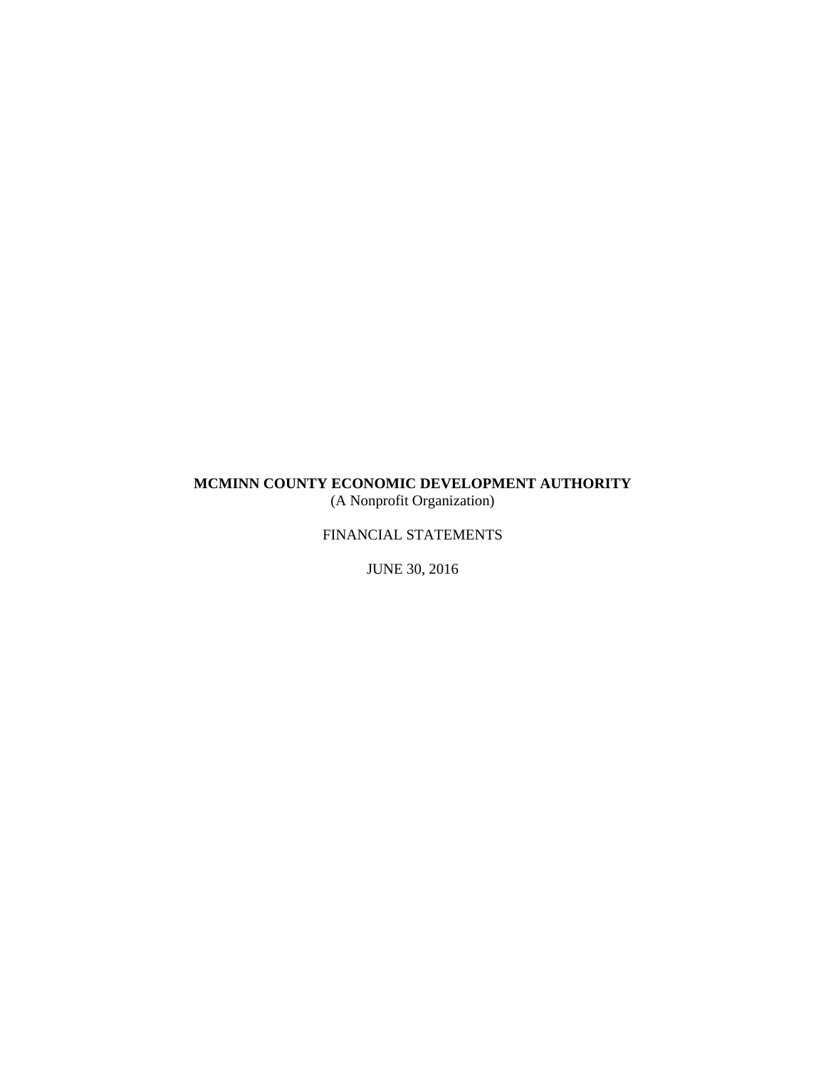# MCMINN COUNTY ECONOMIC DEVELOPMENT AUTHORITY

(A Nonprofit Organization)

FINANCIAL STATEMENTS

JUNE 30, 2016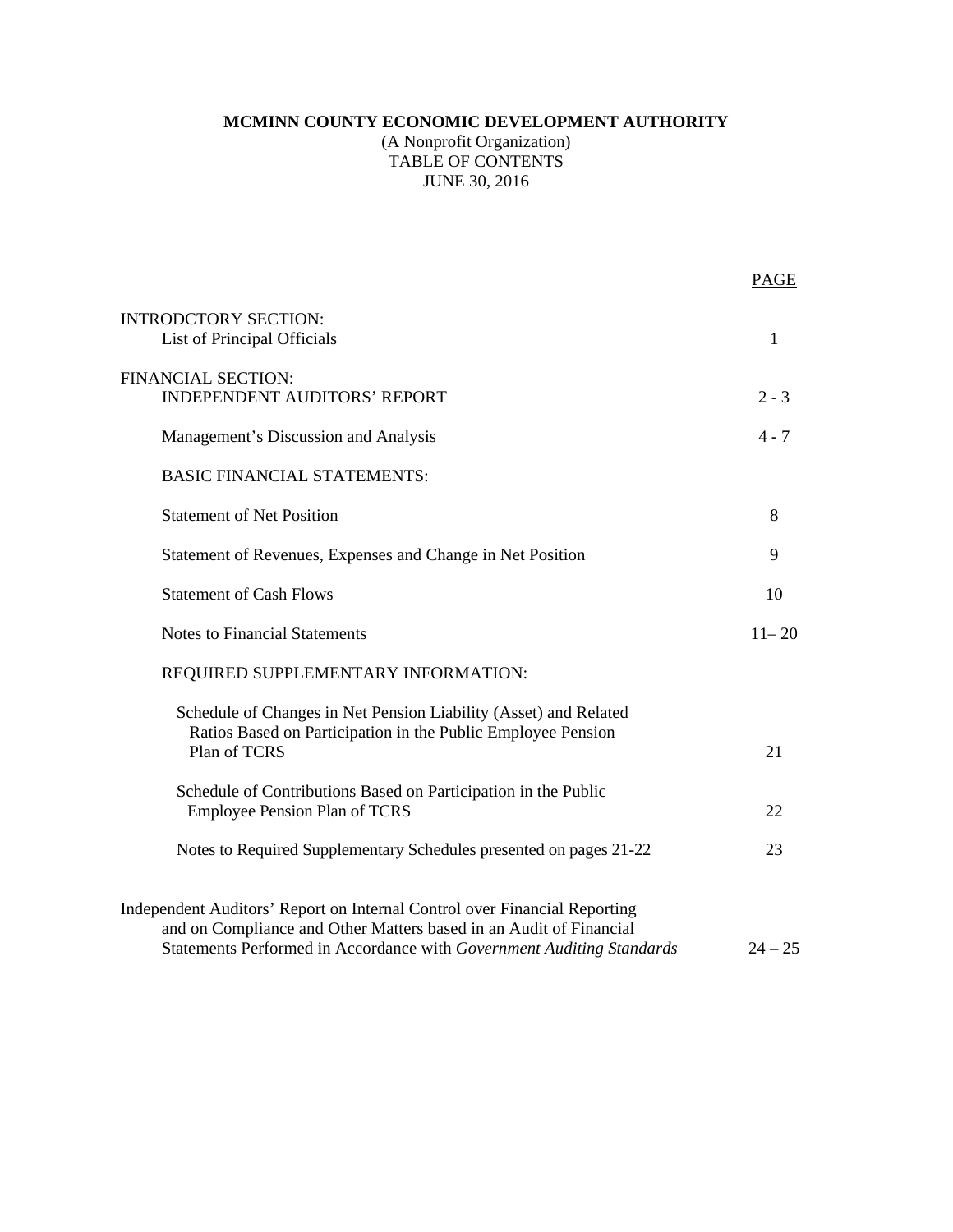**MCMINN COUNTY ECONOMIC DEVELOPMENT AUTHORITY**
(A Nonprofit Organization)
TABLE OF CONTENTS
JUNE 30, 2016

| | PAGE |
|---|---|
| INTRODCTORY SECTION: | |
| List of Principal Officials | 1 |
| FINANCIAL SECTION: | |
| INDEPENDENT AUDITORS' REPORT | 2 - 3 |
| Management's Discussion and Analysis | 4 - 7 |
| BASIC FINANCIAL STATEMENTS: | |
| Statement of Net Position | 8 |
| Statement of Revenues, Expenses and Change in Net Position | 9 |
| Statement of Cash Flows | 10 |
| Notes to Financial Statements | 11– 20 |
| REQUIRED SUPPLEMENTARY INFORMATION: | |
| Schedule of Changes in Net Pension Liability (Asset) and Related Ratios Based on Participation in the Public Employee Pension Plan of TCRS | 21 |
| Schedule of Contributions Based on Participation in the Public Employee Pension Plan of TCRS | 22 |
| Notes to Required Supplementary Schedules presented on pages 21-22 | 23 |
| Independent Auditors' Report on Internal Control over Financial Reporting and on Compliance and Other Matters based in an Audit of Financial Statements Performed in Accordance with *Government Auditing Standards* | 24 – 25 |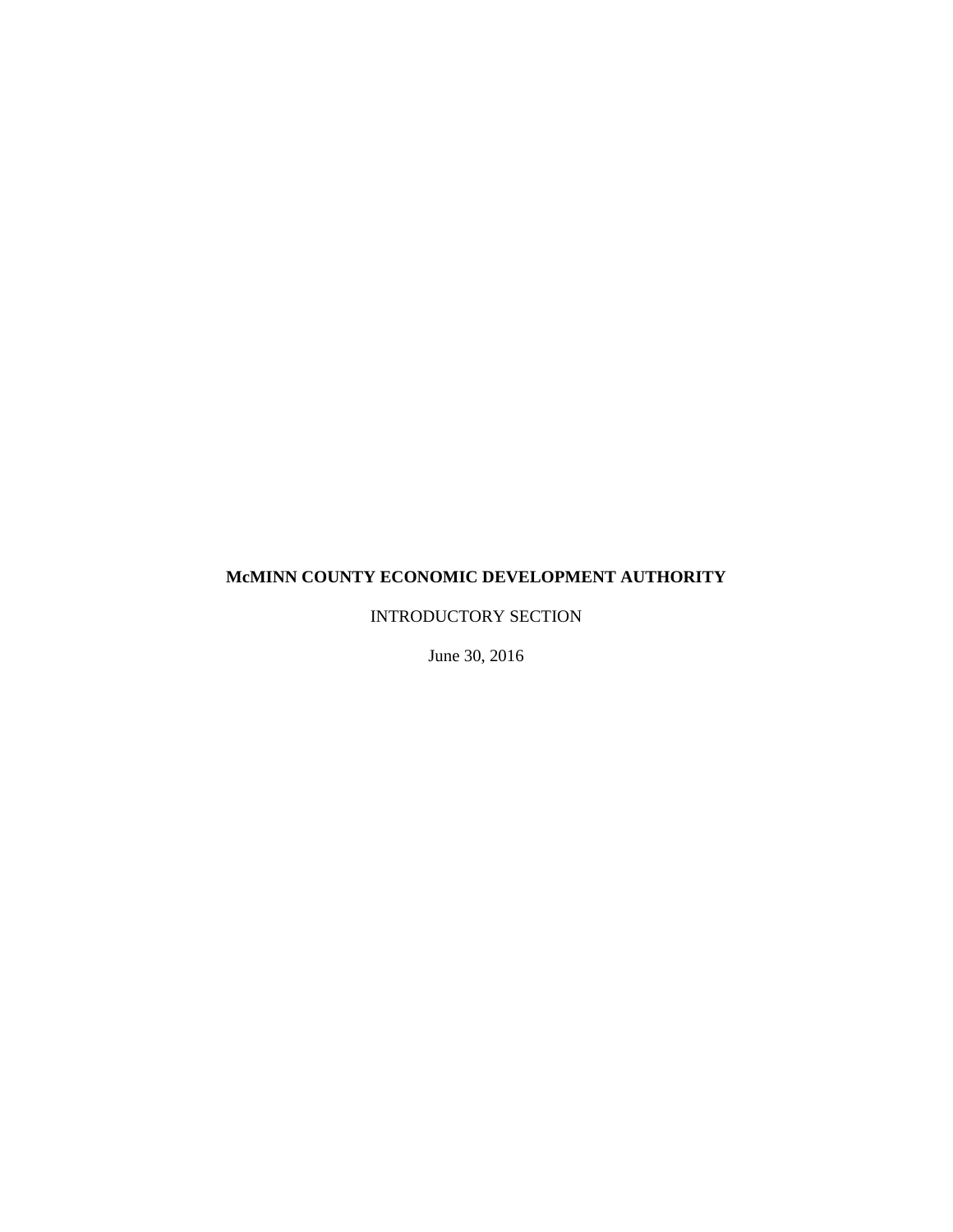**McMINN COUNTY ECONOMIC DEVELOPMENT AUTHORITY**

INTRODUCTORY SECTION

June 30, 2016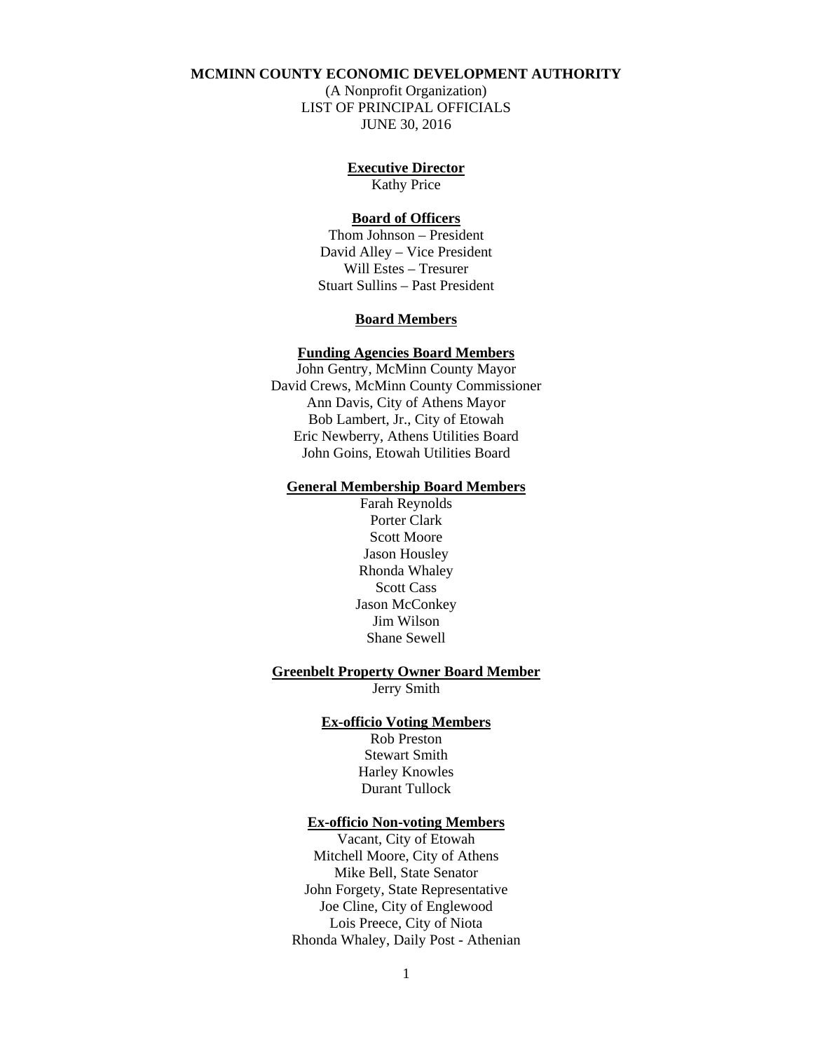# MCMINN COUNTY ECONOMIC DEVELOPMENT AUTHORITY

(A Nonprofit Organization)
LIST OF PRINCIPAL OFFICIALS
JUNE 30, 2016

## Executive Director

Kathy Price

## Board of Officers

Thom Johnson – President
David Alley – Vice President
Will Estes – Tresurer
Stuart Sullins – Past President

## Board Members

### Funding Agencies Board Members

John Gentry, McMinn County Mayor
David Crews, McMinn County Commissioner
Ann Davis, City of Athens Mayor
Bob Lambert, Jr., City of Etowah
Eric Newberry, Athens Utilities Board
John Goins, Etowah Utilities Board

### General Membership Board Members

Farah Reynolds
Porter Clark
Scott Moore
Jason Housley
Rhonda Whaley
Scott Cass
Jason McConkey
Jim Wilson
Shane Sewell

### Greenbelt Property Owner Board Member

Jerry Smith

### Ex-officio Voting Members

Rob Preston
Stewart Smith
Harley Knowles
Durant Tullock

### Ex-officio Non-voting Members

Vacant, City of Etowah
Mitchell Moore, City of Athens
Mike Bell, State Senator
John Forgety, State Representative
Joe Cline, City of Englewood
Lois Preece, City of Niota
Rhonda Whaley, Daily Post - Athenian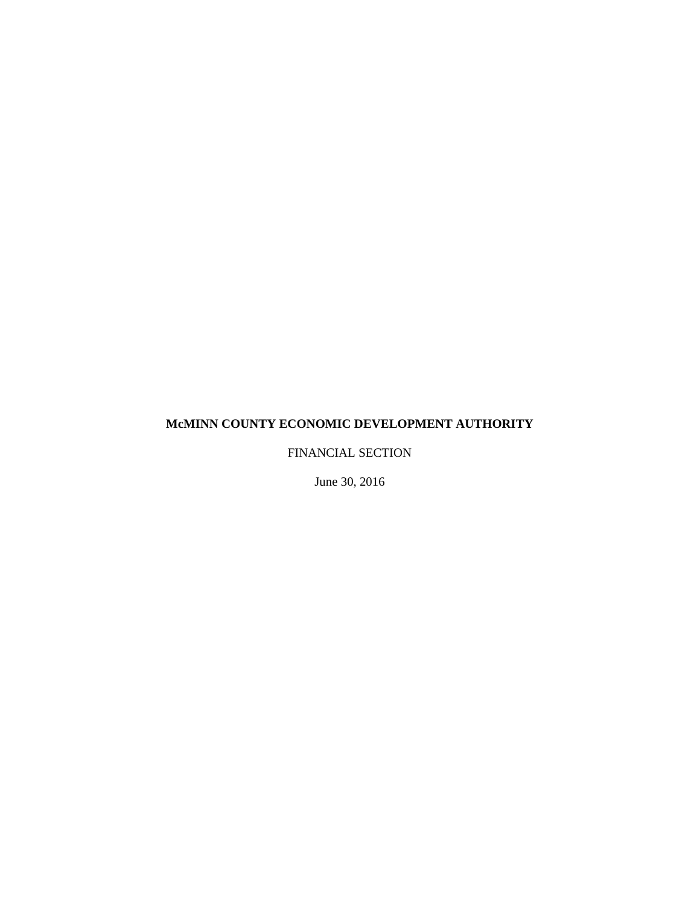**McMINN COUNTY ECONOMIC DEVELOPMENT AUTHORITY**

FINANCIAL SECTION

June 30, 2016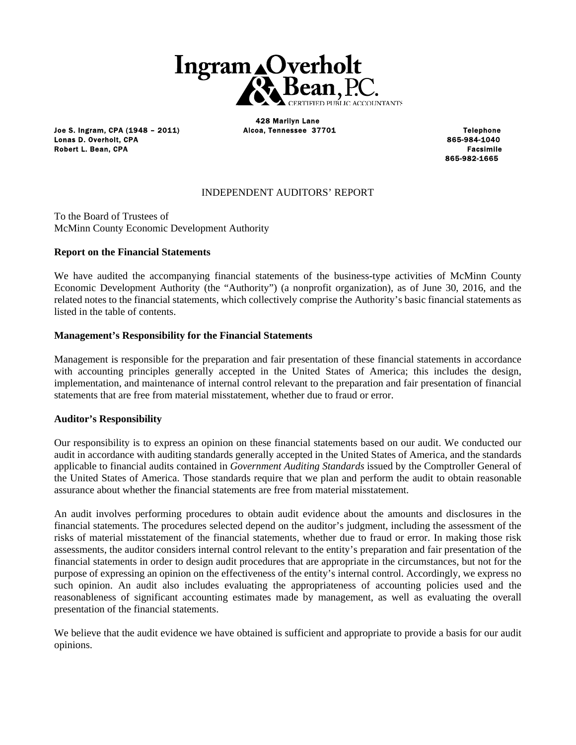Ingram Overholt & Bean, P.C.
CERTIFIED PUBLIC ACCOUNTANTS

428 Marilyn Lane
Alcoa, Tennessee 37701

Joe S. Ingram, CPA (1948 – 2011)
Lonas D. Overholt, CPA
Robert L. Bean, CPA

Telephone
865-984-1040
Facsimile
865-982-1665

# INDEPENDENT AUDITORS' REPORT

To the Board of Trustees of
McMinn County Economic Development Authority

## Report on the Financial Statements

We have audited the accompanying financial statements of the business-type activities of McMinn County Economic Development Authority (the "Authority") (a nonprofit organization), as of June 30, 2016, and the related notes to the financial statements, which collectively comprise the Authority's basic financial statements as listed in the table of contents.

## Management's Responsibility for the Financial Statements

Management is responsible for the preparation and fair presentation of these financial statements in accordance with accounting principles generally accepted in the United States of America; this includes the design, implementation, and maintenance of internal control relevant to the preparation and fair presentation of financial statements that are free from material misstatement, whether due to fraud or error.

## Auditor's Responsibility

Our responsibility is to express an opinion on these financial statements based on our audit. We conducted our audit in accordance with auditing standards generally accepted in the United States of America, and the standards applicable to financial audits contained in *Government Auditing Standards* issued by the Comptroller General of the United States of America. Those standards require that we plan and perform the audit to obtain reasonable assurance about whether the financial statements are free from material misstatement.

An audit involves performing procedures to obtain audit evidence about the amounts and disclosures in the financial statements. The procedures selected depend on the auditor's judgment, including the assessment of the risks of material misstatement of the financial statements, whether due to fraud or error. In making those risk assessments, the auditor considers internal control relevant to the entity's preparation and fair presentation of the financial statements in order to design audit procedures that are appropriate in the circumstances, but not for the purpose of expressing an opinion on the effectiveness of the entity's internal control. Accordingly, we express no such opinion. An audit also includes evaluating the appropriateness of accounting policies used and the reasonableness of significant accounting estimates made by management, as well as evaluating the overall presentation of the financial statements.

We believe that the audit evidence we have obtained is sufficient and appropriate to provide a basis for our audit opinions.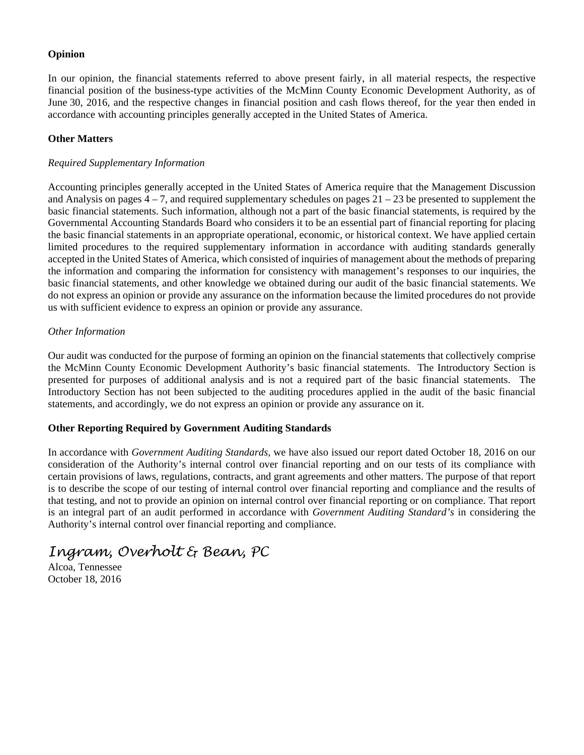**Opinion**

In our opinion, the financial statements referred to above present fairly, in all material respects, the respective financial position of the business-type activities of the McMinn County Economic Development Authority, as of June 30, 2016, and the respective changes in financial position and cash flows thereof, for the year then ended in accordance with accounting principles generally accepted in the United States of America.

**Other Matters**

*Required Supplementary Information*

Accounting principles generally accepted in the United States of America require that the Management Discussion and Analysis on pages 4 – 7, and required supplementary schedules on pages 21 – 23 be presented to supplement the basic financial statements. Such information, although not a part of the basic financial statements, is required by the Governmental Accounting Standards Board who considers it to be an essential part of financial reporting for placing the basic financial statements in an appropriate operational, economic, or historical context. We have applied certain limited procedures to the required supplementary information in accordance with auditing standards generally accepted in the United States of America, which consisted of inquiries of management about the methods of preparing the information and comparing the information for consistency with management's responses to our inquiries, the basic financial statements, and other knowledge we obtained during our audit of the basic financial statements. We do not express an opinion or provide any assurance on the information because the limited procedures do not provide us with sufficient evidence to express an opinion or provide any assurance.

*Other Information*

Our audit was conducted for the purpose of forming an opinion on the financial statements that collectively comprise the McMinn County Economic Development Authority's basic financial statements. The Introductory Section is presented for purposes of additional analysis and is not a required part of the basic financial statements. The Introductory Section has not been subjected to the auditing procedures applied in the audit of the basic financial statements, and accordingly, we do not express an opinion or provide any assurance on it.

**Other Reporting Required by Government Auditing Standards**

In accordance with *Government Auditing Standards*, we have also issued our report dated October 18, 2016 on our consideration of the Authority's internal control over financial reporting and on our tests of its compliance with certain provisions of laws, regulations, contracts, and grant agreements and other matters. The purpose of that report is to describe the scope of our testing of internal control over financial reporting and compliance and the results of that testing, and not to provide an opinion on internal control over financial reporting or on compliance. That report is an integral part of an audit performed in accordance with *Government Auditing Standard's* in considering the Authority's internal control over financial reporting and compliance.

*Ingram, Overholt & Bean, PC*
Alcoa, Tennessee
October 18, 2016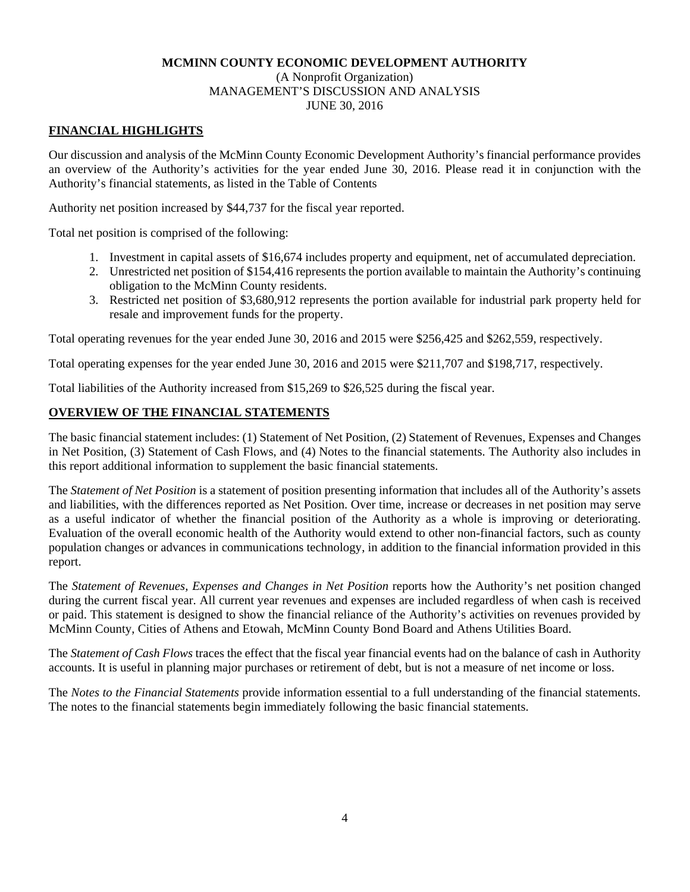**MCMINN COUNTY ECONOMIC DEVELOPMENT AUTHORITY**
(A Nonprofit Organization)
MANAGEMENT'S DISCUSSION AND ANALYSIS
JUNE 30, 2016

## FINANCIAL HIGHLIGHTS

Our discussion and analysis of the McMinn County Economic Development Authority's financial performance provides an overview of the Authority's activities for the year ended June 30, 2016. Please read it in conjunction with the Authority's financial statements, as listed in the Table of Contents

Authority net position increased by $44,737 for the fiscal year reported.

Total net position is comprised of the following:

1. Investment in capital assets of $16,674 includes property and equipment, net of accumulated depreciation.
2. Unrestricted net position of $154,416 represents the portion available to maintain the Authority's continuing obligation to the McMinn County residents.
3. Restricted net position of $3,680,912 represents the portion available for industrial park property held for resale and improvement funds for the property.

Total operating revenues for the year ended June 30, 2016 and 2015 were $256,425 and $262,559, respectively.

Total operating expenses for the year ended June 30, 2016 and 2015 were $211,707 and $198,717, respectively.

Total liabilities of the Authority increased from $15,269 to $26,525 during the fiscal year.

## OVERVIEW OF THE FINANCIAL STATEMENTS

The basic financial statement includes: (1) Statement of Net Position, (2) Statement of Revenues, Expenses and Changes in Net Position, (3) Statement of Cash Flows, and (4) Notes to the financial statements. The Authority also includes in this report additional information to supplement the basic financial statements.

The *Statement of Net Position* is a statement of position presenting information that includes all of the Authority's assets and liabilities, with the differences reported as Net Position. Over time, increase or decreases in net position may serve as a useful indicator of whether the financial position of the Authority as a whole is improving or deteriorating. Evaluation of the overall economic health of the Authority would extend to other non-financial factors, such as county population changes or advances in communications technology, in addition to the financial information provided in this report.

The *Statement of Revenues, Expenses and Changes in Net Position* reports how the Authority's net position changed during the current fiscal year. All current year revenues and expenses are included regardless of when cash is received or paid. This statement is designed to show the financial reliance of the Authority's activities on revenues provided by McMinn County, Cities of Athens and Etowah, McMinn County Bond Board and Athens Utilities Board.

The *Statement of Cash Flows* traces the effect that the fiscal year financial events had on the balance of cash in Authority accounts. It is useful in planning major purchases or retirement of debt, but is not a measure of net income or loss.

The *Notes to the Financial Statements* provide information essential to a full understanding of the financial statements. The notes to the financial statements begin immediately following the basic financial statements.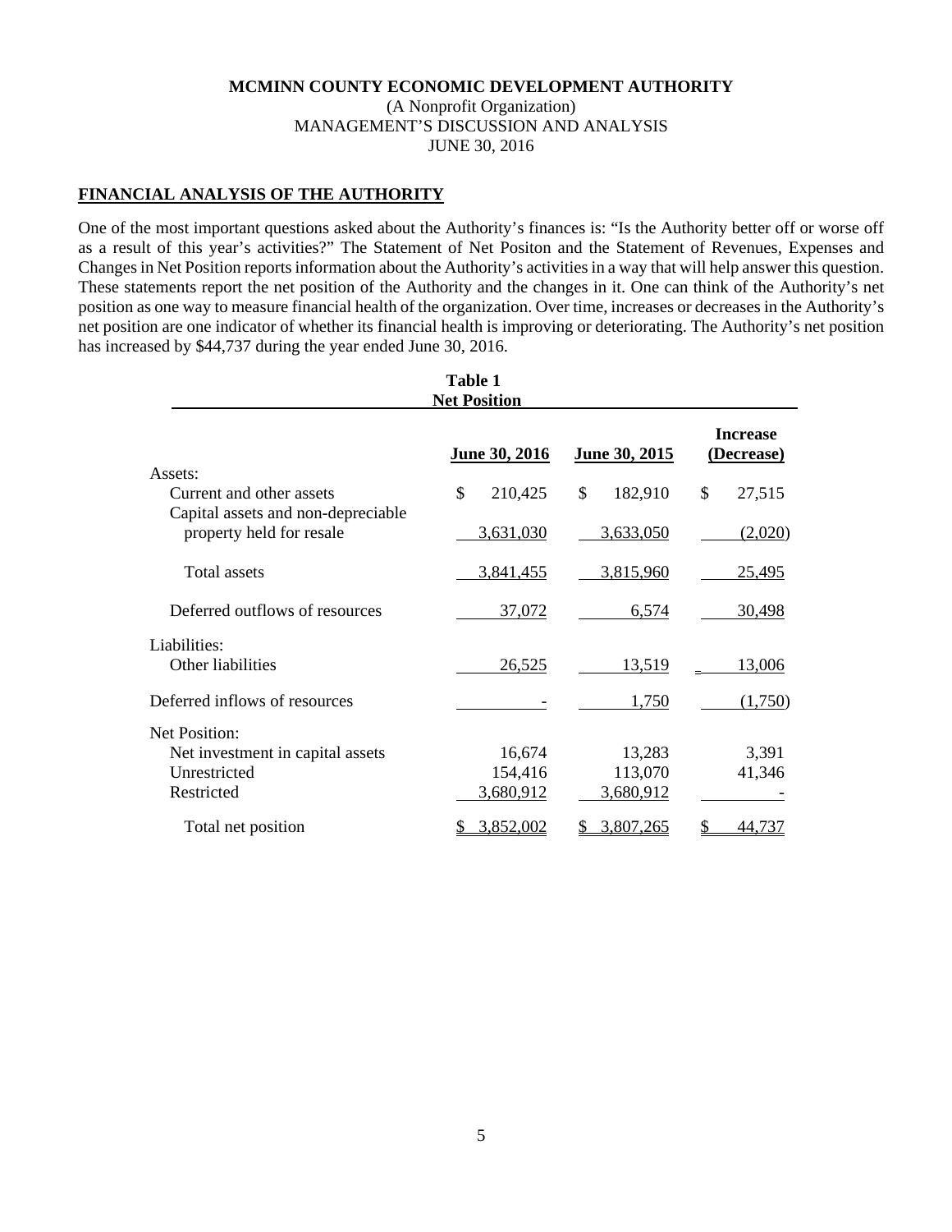**MCMINN COUNTY ECONOMIC DEVELOPMENT AUTHORITY**
(A Nonprofit Organization)
MANAGEMENT'S DISCUSSION AND ANALYSIS
JUNE 30, 2016

## FINANCIAL ANALYSIS OF THE AUTHORITY

One of the most important questions asked about the Authority's finances is: "Is the Authority better off or worse off as a result of this year's activities?" The Statement of Net Positon and the Statement of Revenues, Expenses and Changes in Net Position reports information about the Authority's activities in a way that will help answer this question. These statements report the net position of the Authority and the changes in it. One can think of the Authority's net position as one way to measure financial health of the organization. Over time, increases or decreases in the Authority's net position are one indicator of whether its financial health is improving or deteriorating. The Authority's net position has increased by $44,737 during the year ended June 30, 2016.

**Table 1**
**Net Position**

| | June 30, 2016 | June 30, 2015 | Increase (Decrease) |
|---|---|---|---|
| Assets: | | | |
| Current and other assets | $ 210,425 | $ 182,910 | $ 27,515 |
| Capital assets and non-depreciable property held for resale | 3,631,030 | 3,633,050 | (2,020) |
| Total assets | 3,841,455 | 3,815,960 | 25,495 |
| Deferred outflows of resources | 37,072 | 6,574 | 30,498 |
| Liabilities: | | | |
| Other liabilities | 26,525 | 13,519 | 13,006 |
| Deferred inflows of resources | - | 1,750 | (1,750) |
| Net Position: | | | |
| Net investment in capital assets | 16,674 | 13,283 | 3,391 |
| Unrestricted | 154,416 | 113,070 | 41,346 |
| Restricted | 3,680,912 | 3,680,912 | - |
| Total net position | $ 3,852,002 | $ 3,807,265 | $ 44,737 |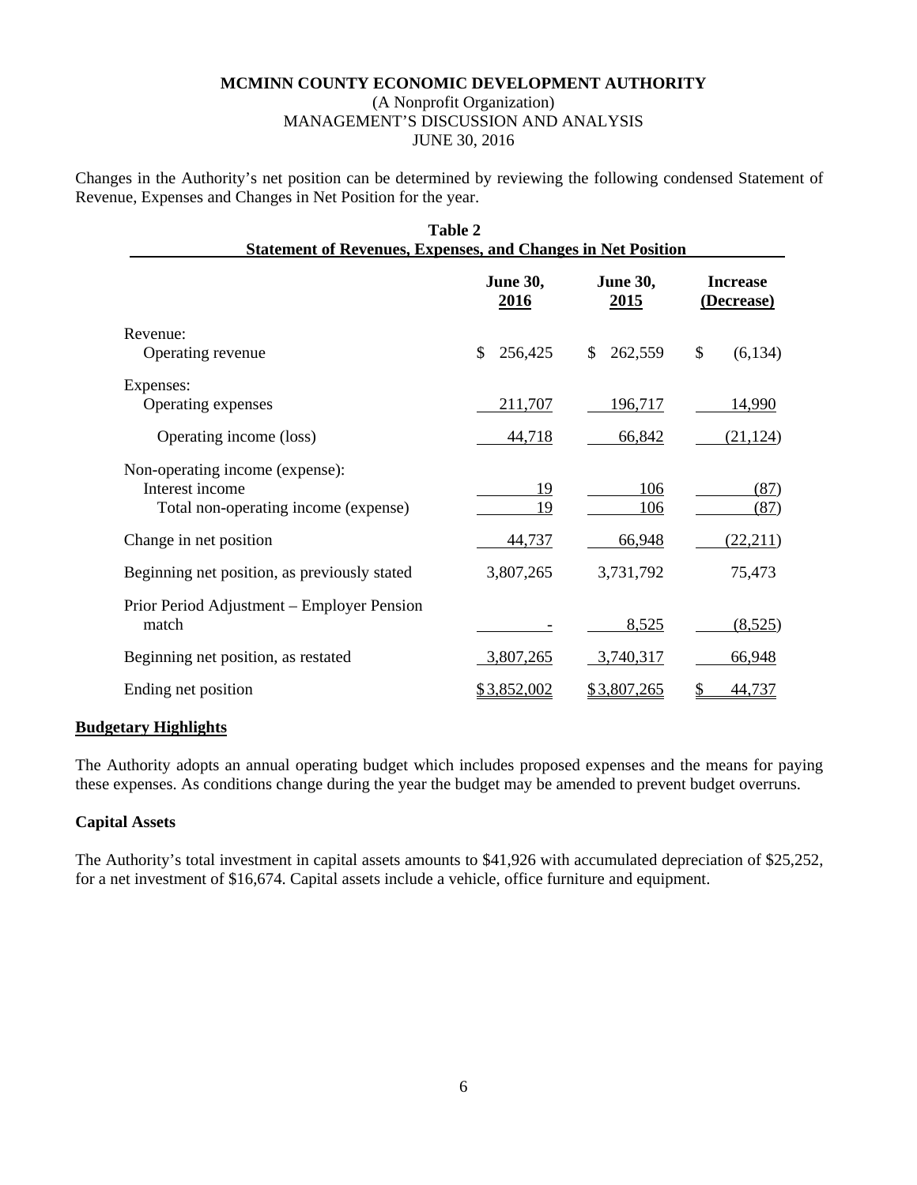**MCMINN COUNTY ECONOMIC DEVELOPMENT AUTHORITY**
(A Nonprofit Organization)
MANAGEMENT'S DISCUSSION AND ANALYSIS
JUNE 30, 2016

Changes in the Authority's net position can be determined by reviewing the following condensed Statement of Revenue, Expenses and Changes in Net Position for the year.

**Table 2**
**Statement of Revenues, Expenses, and Changes in Net Position**

| | June 30, 2016 | June 30, 2015 | Increase (Decrease) |
|---|---|---|---|
| Revenue: | | | |
| Operating revenue | $ 256,425 | $ 262,559 | $ (6,134) |
| Expenses: | | | |
| Operating expenses | 211,707 | 196,717 | 14,990 |
| Operating income (loss) | 44,718 | 66,842 | (21,124) |
| Non-operating income (expense): | | | |
| Interest income | 19 | 106 | (87) |
| Total non-operating income (expense) | 19 | 106 | (87) |
| Change in net position | 44,737 | 66,948 | (22,211) |
| Beginning net position, as previously stated | 3,807,265 | 3,731,792 | 75,473 |
| Prior Period Adjustment – Employer Pension match | - | 8,525 | (8,525) |
| Beginning net position, as restated | 3,807,265 | 3,740,317 | 66,948 |
| Ending net position | $3,852,002 | $3,807,265 | $ 44,737 |

**Budgetary Highlights**

The Authority adopts an annual operating budget which includes proposed expenses and the means for paying these expenses. As conditions change during the year the budget may be amended to prevent budget overruns.

**Capital Assets**

The Authority's total investment in capital assets amounts to $41,926 with accumulated depreciation of $25,252, for a net investment of $16,674. Capital assets include a vehicle, office furniture and equipment.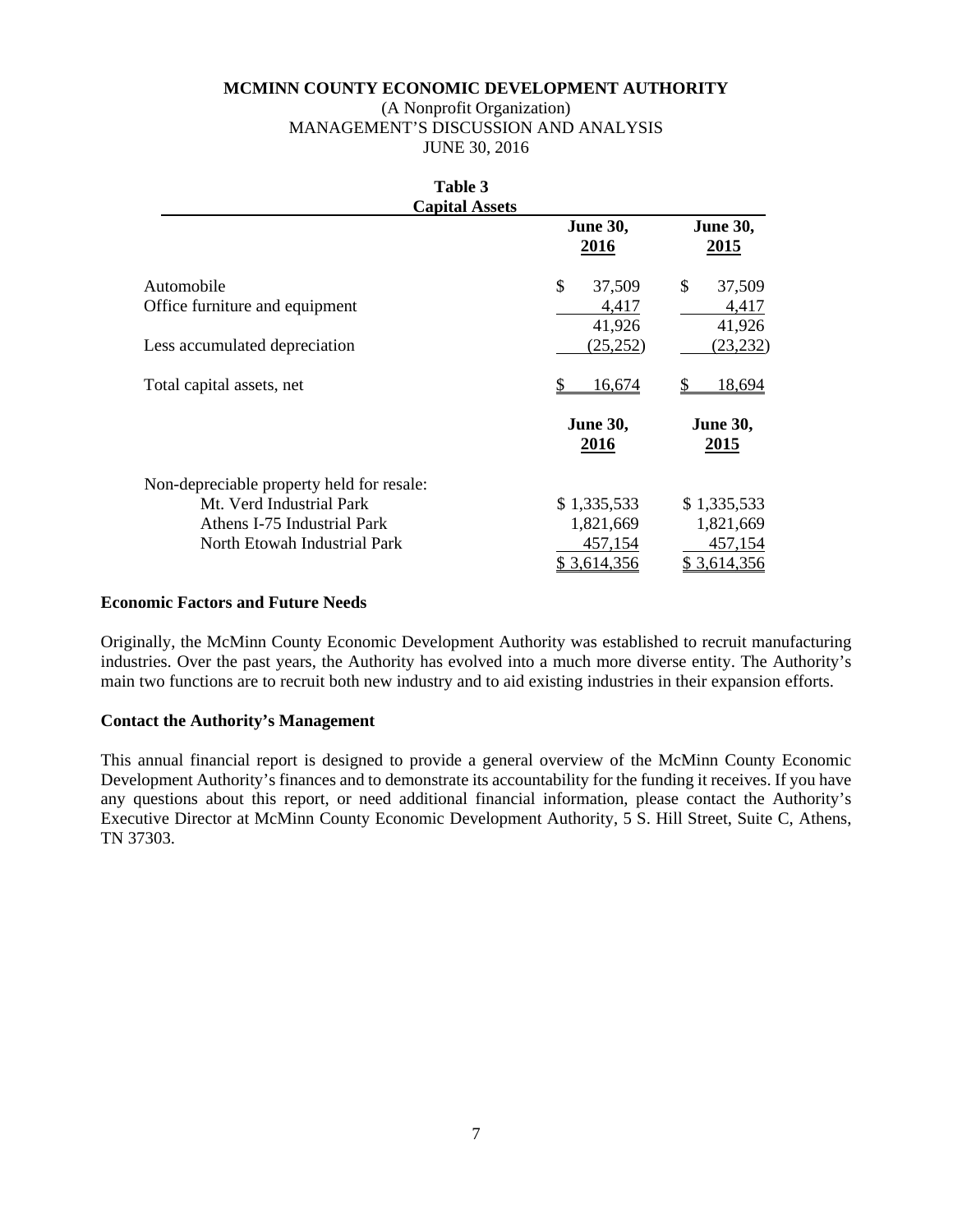**MCMINN COUNTY ECONOMIC DEVELOPMENT AUTHORITY**
(A Nonprofit Organization)
MANAGEMENT'S DISCUSSION AND ANALYSIS
JUNE 30, 2016

**Table 3**
**Capital Assets**

| | June 30, 2016 | June 30, 2015 |
|---|---|---|
| Automobile | $ 37,509 | $ 37,509 |
| Office furniture and equipment | 4,417 | 4,417 |
| | 41,926 | 41,926 |
| Less accumulated depreciation | (25,252) | (23,232) |
| Total capital assets, net | $ 16,674 | $ 18,694 |

| | June 30, 2016 | June 30, 2015 |
|---|---|---|
| Non-depreciable property held for resale: | | |
| Mt. Verd Industrial Park | $ 1,335,533 | $ 1,335,533 |
| Athens I-75 Industrial Park | 1,821,669 | 1,821,669 |
| North Etowah Industrial Park | 457,154 | 457,154 |
| | $ 3,614,356 | $ 3,614,356 |

**Economic Factors and Future Needs**

Originally, the McMinn County Economic Development Authority was established to recruit manufacturing industries. Over the past years, the Authority has evolved into a much more diverse entity. The Authority's main two functions are to recruit both new industry and to aid existing industries in their expansion efforts.

**Contact the Authority's Management**

This annual financial report is designed to provide a general overview of the McMinn County Economic Development Authority's finances and to demonstrate its accountability for the funding it receives. If you have any questions about this report, or need additional financial information, please contact the Authority's Executive Director at McMinn County Economic Development Authority, 5 S. Hill Street, Suite C, Athens, TN 37303.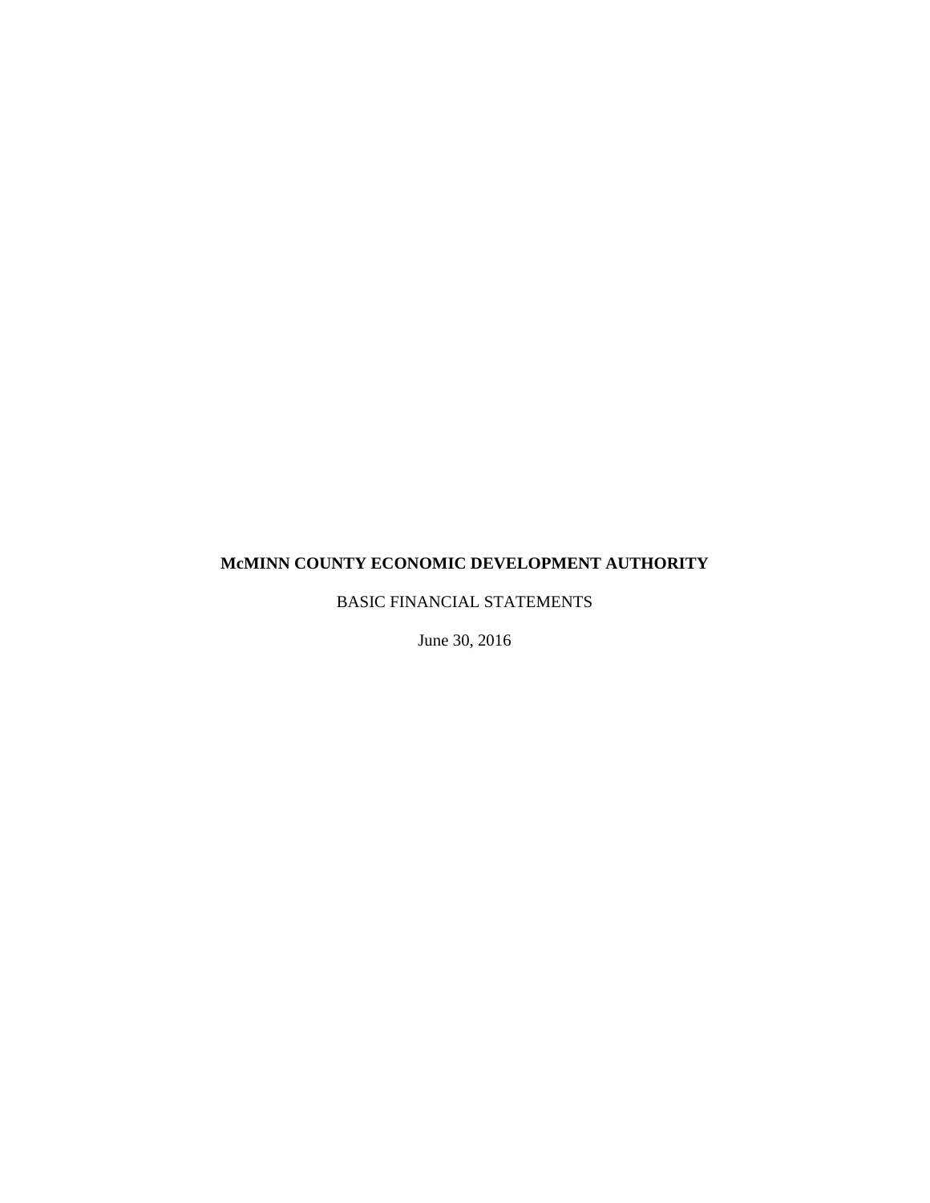**McMINN COUNTY ECONOMIC DEVELOPMENT AUTHORITY**

BASIC FINANCIAL STATEMENTS

June 30, 2016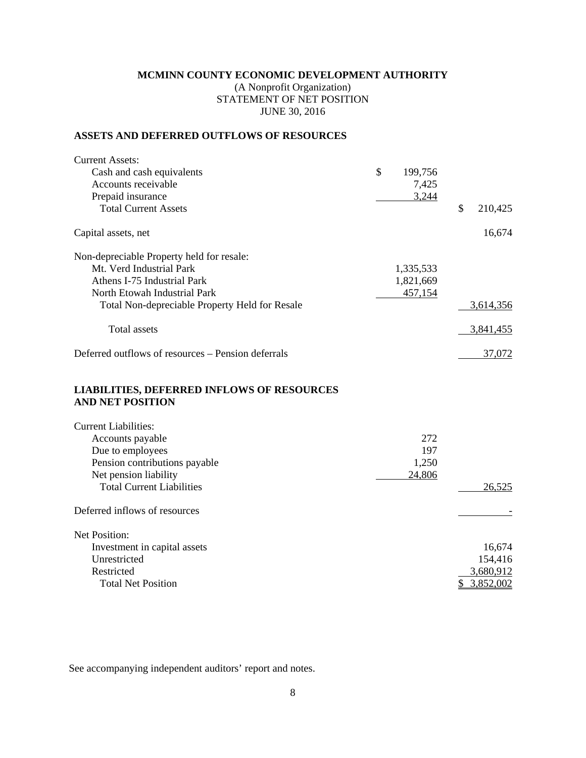# MCMINN COUNTY ECONOMIC DEVELOPMENT AUTHORITY

(A Nonprofit Organization)
STATEMENT OF NET POSITION
JUNE 30, 2016

## ASSETS AND DEFERRED OUTFLOWS OF RESOURCES

| | | |
|---|---|---|
| Current Assets: | | |
| Cash and cash equivalents | $ 199,756 | |
| Accounts receivable | 7,425 | |
| Prepaid insurance | 3,244 | |
| Total Current Assets | | $ 210,425 |
| Capital assets, net | | 16,674 |
| Non-depreciable Property held for resale: | | |
| Mt. Verd Industrial Park | 1,335,533 | |
| Athens I-75 Industrial Park | 1,821,669 | |
| North Etowah Industrial Park | 457,154 | |
| Total Non-depreciable Property Held for Resale | | 3,614,356 |
| Total assets | | 3,841,455 |
| Deferred outflows of resources – Pension deferrals | | 37,072 |

## LIABILITIES, DEFERRED INFLOWS OF RESOURCES AND NET POSITION

| | | |
|---|---|---|
| Current Liabilities: | | |
| Accounts payable | 272 | |
| Due to employees | 197 | |
| Pension contributions payable | 1,250 | |
| Net pension liability | 24,806 | |
| Total Current Liabilities | | 26,525 |
| Deferred inflows of resources | | - |
| Net Position: | | |
| Investment in capital assets | | 16,674 |
| Unrestricted | | 154,416 |
| Restricted | | 3,680,912 |
| Total Net Position | | $ 3,852,002 |

See accompanying independent auditors' report and notes.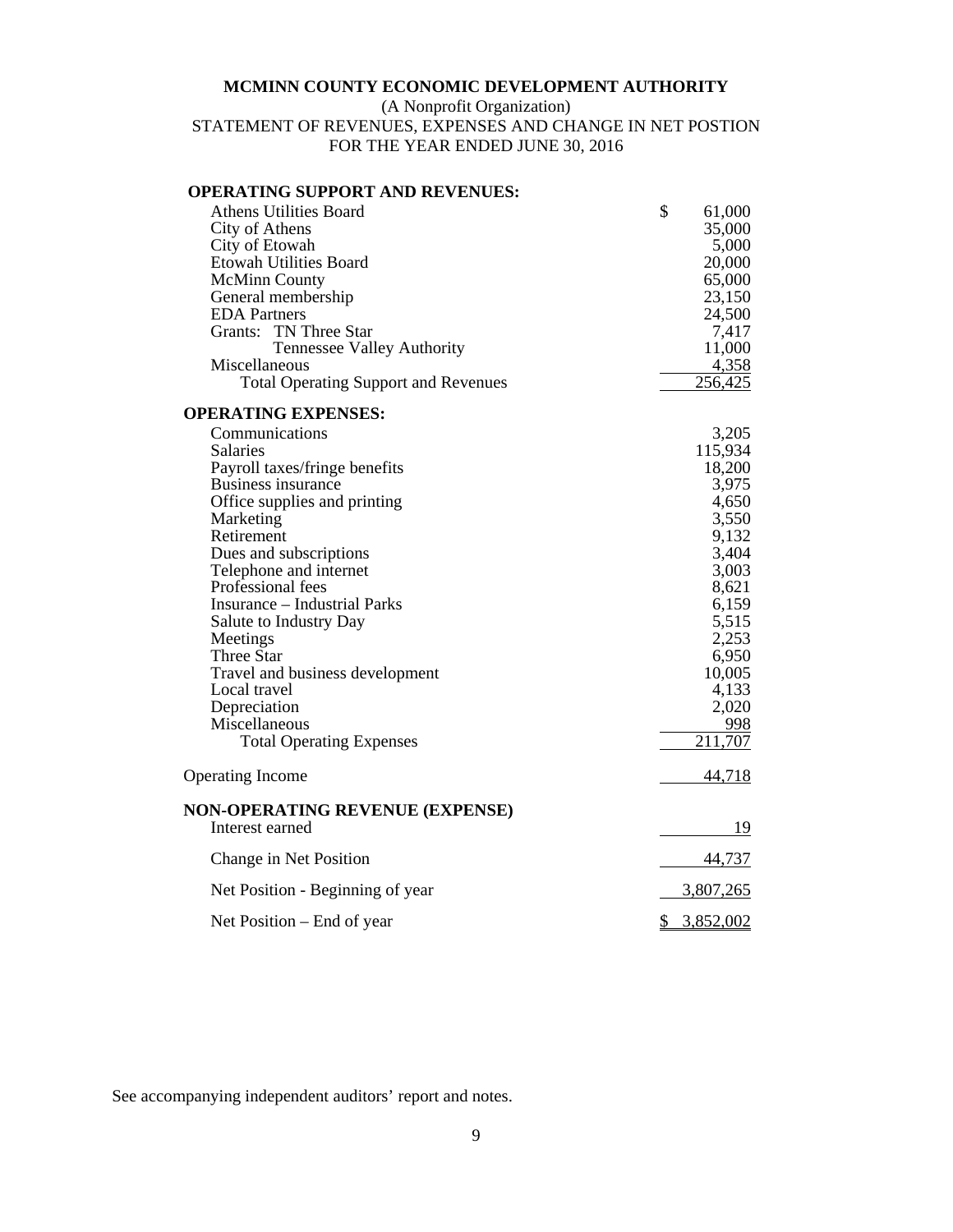**MCMINN COUNTY ECONOMIC DEVELOPMENT AUTHORITY**
(A Nonprofit Organization)
STATEMENT OF REVENUES, EXPENSES AND CHANGE IN NET POSTION
FOR THE YEAR ENDED JUNE 30, 2016

| | |
|---|---|
| **OPERATING SUPPORT AND REVENUES:** | |
| Athens Utilities Board | $ 61,000 |
| City of Athens | 35,000 |
| City of Etowah | 5,000 |
| Etowah Utilities Board | 20,000 |
| McMinn County | 65,000 |
| General membership | 23,150 |
| EDA Partners | 24,500 |
| Grants: TN Three Star | 7,417 |
| Tennessee Valley Authority | 11,000 |
| Miscellaneous | 4,358 |
| Total Operating Support and Revenues | 256,425 |
| **OPERATING EXPENSES:** | |
| Communications | 3,205 |
| Salaries | 115,934 |
| Payroll taxes/fringe benefits | 18,200 |
| Business insurance | 3,975 |
| Office supplies and printing | 4,650 |
| Marketing | 3,550 |
| Retirement | 9,132 |
| Dues and subscriptions | 3,404 |
| Telephone and internet | 3,003 |
| Professional fees | 8,621 |
| Insurance – Industrial Parks | 6,159 |
| Salute to Industry Day | 5,515 |
| Meetings | 2,253 |
| Three Star | 6,950 |
| Travel and business development | 10,005 |
| Local travel | 4,133 |
| Depreciation | 2,020 |
| Miscellaneous | 998 |
| Total Operating Expenses | 211,707 |
| Operating Income | 44,718 |
| **NON-OPERATING REVENUE (EXPENSE)** | |
| Interest earned | 19 |
| Change in Net Position | 44,737 |
| Net Position - Beginning of year | 3,807,265 |
| Net Position – End of year | $ 3,852,002 |

See accompanying independent auditors' report and notes.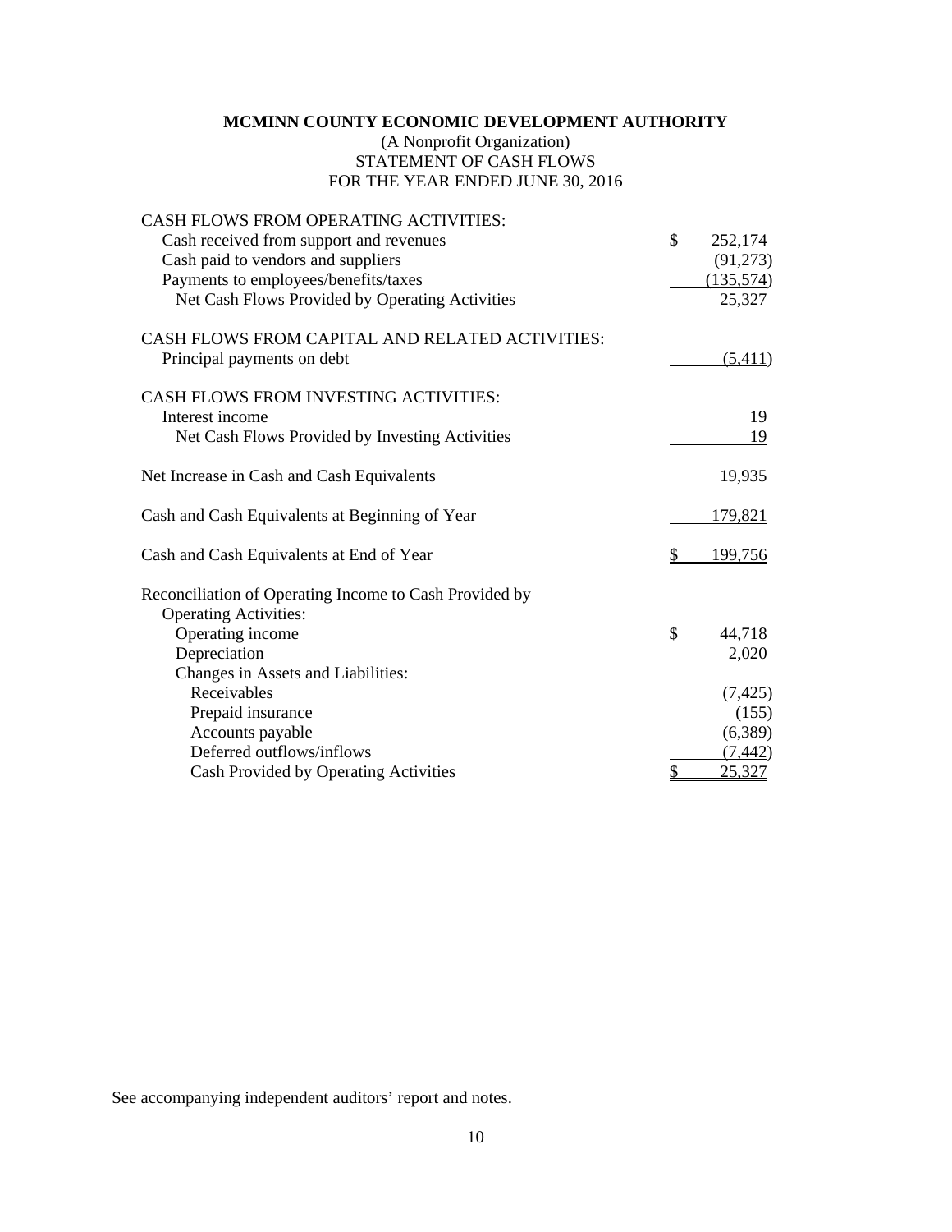**MCMINN COUNTY ECONOMIC DEVELOPMENT AUTHORITY**
(A Nonprofit Organization)
STATEMENT OF CASH FLOWS
FOR THE YEAR ENDED JUNE 30, 2016

| | |
|---|---|
| CASH FLOWS FROM OPERATING ACTIVITIES: | |
| Cash received from support and revenues | $ 252,174 |
| Cash paid to vendors and suppliers | (91,273) |
| Payments to employees/benefits/taxes | (135,574) |
| Net Cash Flows Provided by Operating Activities | 25,327 |
| | |
| CASH FLOWS FROM CAPITAL AND RELATED ACTIVITIES: | |
| Principal payments on debt | (5,411) |
| | |
| CASH FLOWS FROM INVESTING ACTIVITIES: | |
| Interest income | 19 |
| Net Cash Flows Provided by Investing Activities | 19 |
| | |
| Net Increase in Cash and Cash Equivalents | 19,935 |
| | |
| Cash and Cash Equivalents at Beginning of Year | 179,821 |
| | |
| Cash and Cash Equivalents at End of Year | $ 199,756 |
| | |
| Reconciliation of Operating Income to Cash Provided by Operating Activities: | |
| Operating income | $ 44,718 |
| Depreciation | 2,020 |
| Changes in Assets and Liabilities: | |
| Receivables | (7,425) |
| Prepaid insurance | (155) |
| Accounts payable | (6,389) |
| Deferred outflows/inflows | (7,442) |
| Cash Provided by Operating Activities | $ 25,327 |

See accompanying independent auditors' report and notes.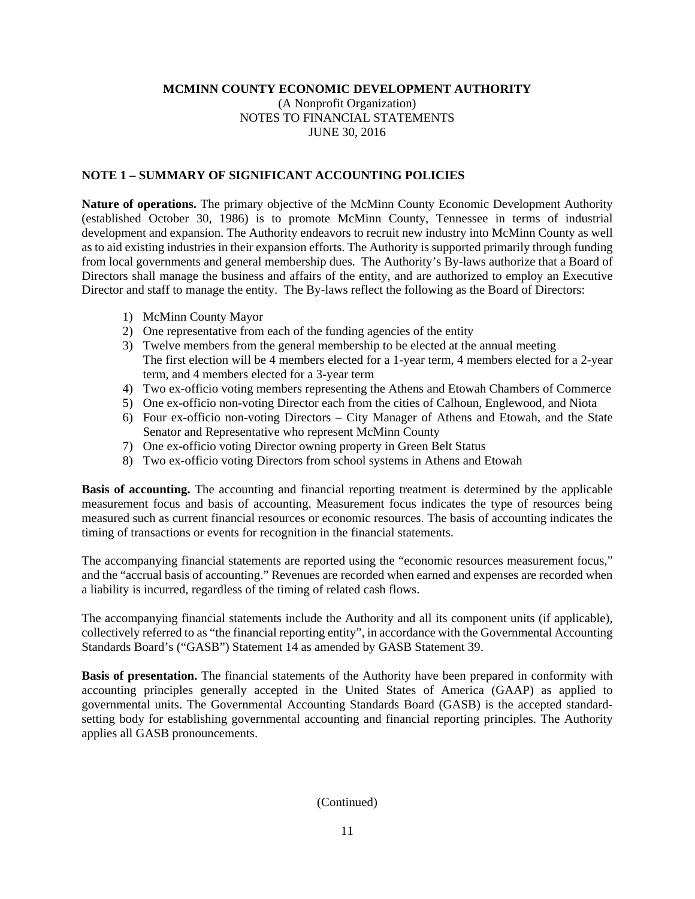**MCMINN COUNTY ECONOMIC DEVELOPMENT AUTHORITY**
(A Nonprofit Organization)
NOTES TO FINANCIAL STATEMENTS
JUNE 30, 2016

**NOTE 1 – SUMMARY OF SIGNIFICANT ACCOUNTING POLICIES**

**Nature of operations.** The primary objective of the McMinn County Economic Development Authority (established October 30, 1986) is to promote McMinn County, Tennessee in terms of industrial development and expansion. The Authority endeavors to recruit new industry into McMinn County as well as to aid existing industries in their expansion efforts. The Authority is supported primarily through funding from local governments and general membership dues. The Authority's By-laws authorize that a Board of Directors shall manage the business and affairs of the entity, and are authorized to employ an Executive Director and staff to manage the entity. The By-laws reflect the following as the Board of Directors:

1) McMinn County Mayor
2) One representative from each of the funding agencies of the entity
3) Twelve members from the general membership to be elected at the annual meeting
   The first election will be 4 members elected for a 1-year term, 4 members elected for a 2-year term, and 4 members elected for a 3-year term
4) Two ex-officio voting members representing the Athens and Etowah Chambers of Commerce
5) One ex-officio non-voting Director each from the cities of Calhoun, Englewood, and Niota
6) Four ex-officio non-voting Directors – City Manager of Athens and Etowah, and the State Senator and Representative who represent McMinn County
7) One ex-officio voting Director owning property in Green Belt Status
8) Two ex-officio voting Directors from school systems in Athens and Etowah

**Basis of accounting.** The accounting and financial reporting treatment is determined by the applicable measurement focus and basis of accounting. Measurement focus indicates the type of resources being measured such as current financial resources or economic resources. The basis of accounting indicates the timing of transactions or events for recognition in the financial statements.

The accompanying financial statements are reported using the "economic resources measurement focus," and the "accrual basis of accounting." Revenues are recorded when earned and expenses are recorded when a liability is incurred, regardless of the timing of related cash flows.

The accompanying financial statements include the Authority and all its component units (if applicable), collectively referred to as "the financial reporting entity", in accordance with the Governmental Accounting Standards Board's ("GASB") Statement 14 as amended by GASB Statement 39.

**Basis of presentation.** The financial statements of the Authority have been prepared in conformity with accounting principles generally accepted in the United States of America (GAAP) as applied to governmental units. The Governmental Accounting Standards Board (GASB) is the accepted standard-setting body for establishing governmental accounting and financial reporting principles. The Authority applies all GASB pronouncements.

(Continued)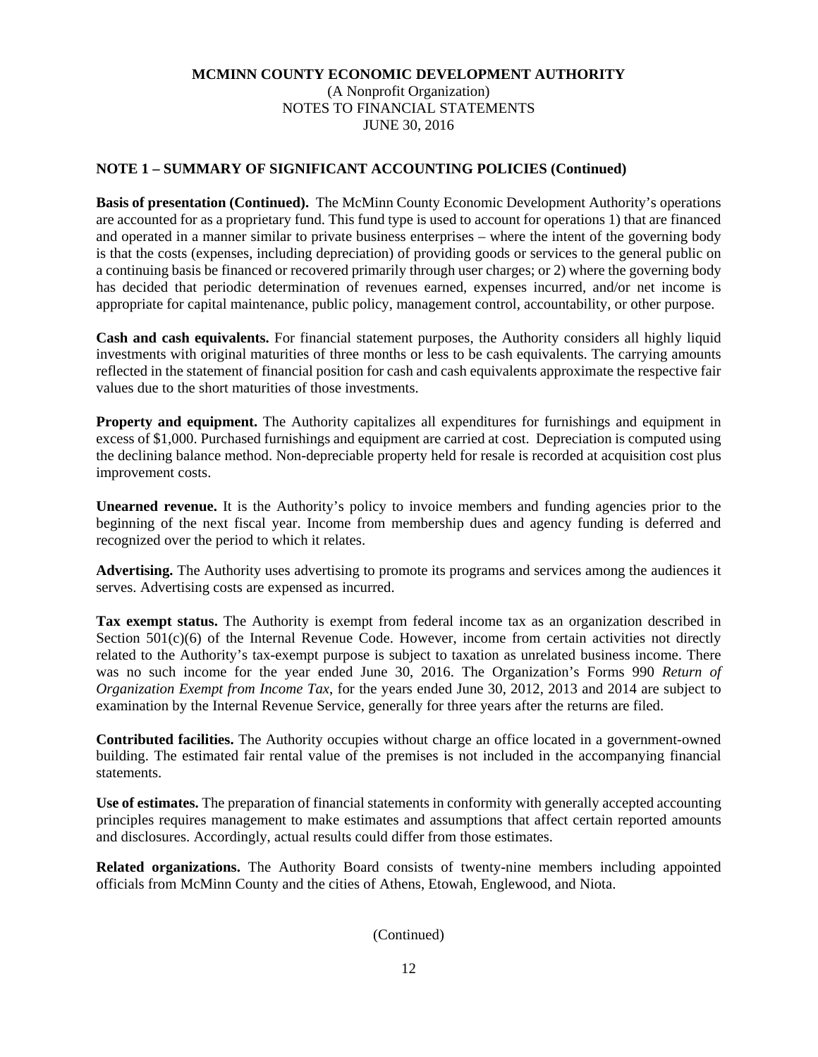**MCMINN COUNTY ECONOMIC DEVELOPMENT AUTHORITY**
(A Nonprofit Organization)
NOTES TO FINANCIAL STATEMENTS
JUNE 30, 2016

**NOTE 1 – SUMMARY OF SIGNIFICANT ACCOUNTING POLICIES (Continued)**

**Basis of presentation (Continued).** The McMinn County Economic Development Authority's operations are accounted for as a proprietary fund. This fund type is used to account for operations 1) that are financed and operated in a manner similar to private business enterprises – where the intent of the governing body is that the costs (expenses, including depreciation) of providing goods or services to the general public on a continuing basis be financed or recovered primarily through user charges; or 2) where the governing body has decided that periodic determination of revenues earned, expenses incurred, and/or net income is appropriate for capital maintenance, public policy, management control, accountability, or other purpose.

**Cash and cash equivalents.** For financial statement purposes, the Authority considers all highly liquid investments with original maturities of three months or less to be cash equivalents. The carrying amounts reflected in the statement of financial position for cash and cash equivalents approximate the respective fair values due to the short maturities of those investments.

**Property and equipment.** The Authority capitalizes all expenditures for furnishings and equipment in excess of $1,000. Purchased furnishings and equipment are carried at cost. Depreciation is computed using the declining balance method. Non-depreciable property held for resale is recorded at acquisition cost plus improvement costs.

**Unearned revenue.** It is the Authority's policy to invoice members and funding agencies prior to the beginning of the next fiscal year. Income from membership dues and agency funding is deferred and recognized over the period to which it relates.

**Advertising.** The Authority uses advertising to promote its programs and services among the audiences it serves. Advertising costs are expensed as incurred.

**Tax exempt status.** The Authority is exempt from federal income tax as an organization described in Section 501(c)(6) of the Internal Revenue Code. However, income from certain activities not directly related to the Authority's tax-exempt purpose is subject to taxation as unrelated business income. There was no such income for the year ended June 30, 2016. The Organization's Forms 990 *Return of Organization Exempt from Income Tax*, for the years ended June 30, 2012, 2013 and 2014 are subject to examination by the Internal Revenue Service, generally for three years after the returns are filed.

**Contributed facilities.** The Authority occupies without charge an office located in a government-owned building. The estimated fair rental value of the premises is not included in the accompanying financial statements.

**Use of estimates.** The preparation of financial statements in conformity with generally accepted accounting principles requires management to make estimates and assumptions that affect certain reported amounts and disclosures. Accordingly, actual results could differ from those estimates.

**Related organizations.** The Authority Board consists of twenty-nine members including appointed officials from McMinn County and the cities of Athens, Etowah, Englewood, and Niota.

(Continued)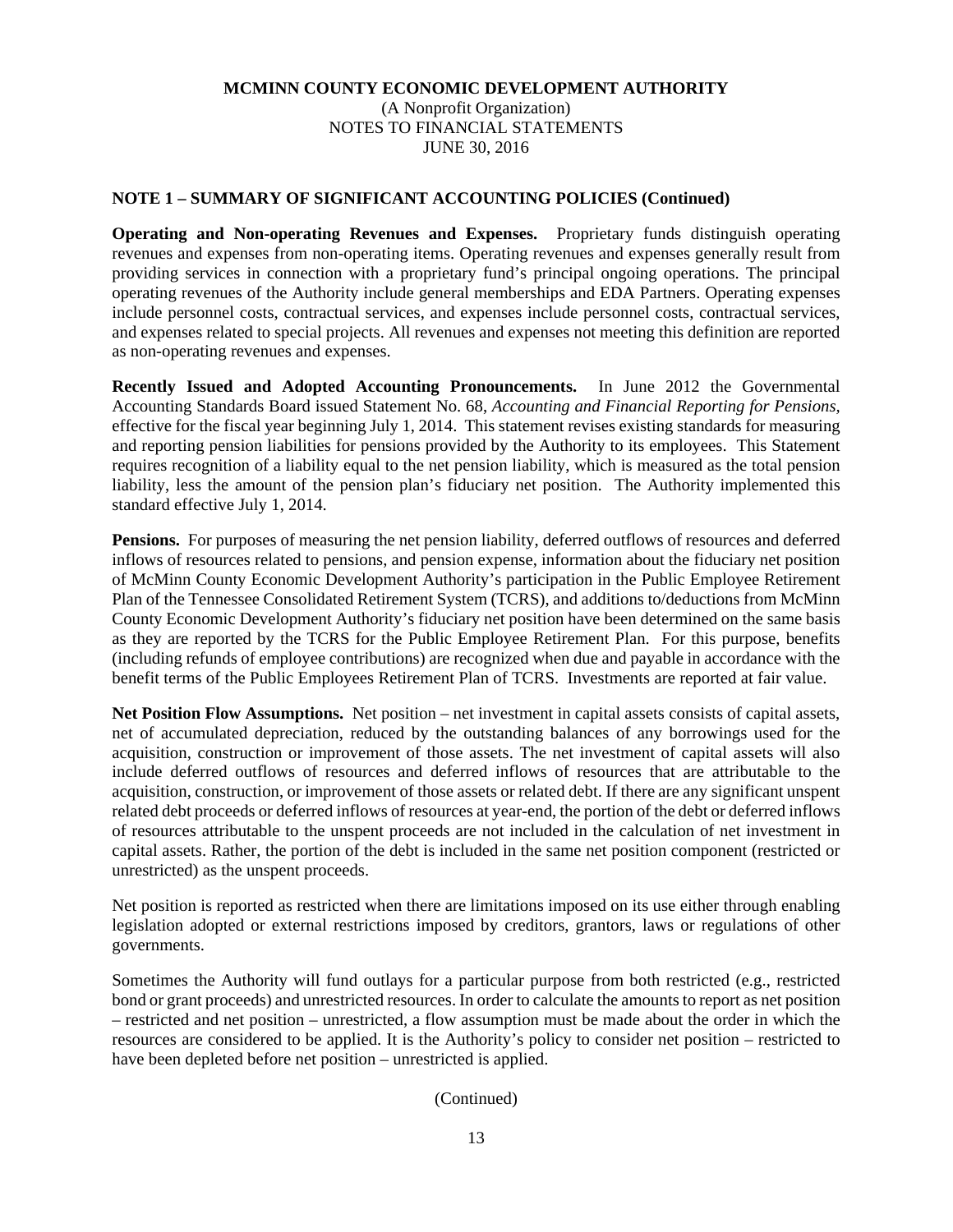**MCMINN COUNTY ECONOMIC DEVELOPMENT AUTHORITY**
(A Nonprofit Organization)
NOTES TO FINANCIAL STATEMENTS
JUNE 30, 2016

**NOTE 1 – SUMMARY OF SIGNIFICANT ACCOUNTING POLICIES (Continued)**

**Operating and Non-operating Revenues and Expenses.** Proprietary funds distinguish operating revenues and expenses from non-operating items. Operating revenues and expenses generally result from providing services in connection with a proprietary fund's principal ongoing operations. The principal operating revenues of the Authority include general memberships and EDA Partners. Operating expenses include personnel costs, contractual services, and expenses include personnel costs, contractual services, and expenses related to special projects. All revenues and expenses not meeting this definition are reported as non-operating revenues and expenses.

**Recently Issued and Adopted Accounting Pronouncements.** In June 2012 the Governmental Accounting Standards Board issued Statement No. 68, *Accounting and Financial Reporting for Pensions*, effective for the fiscal year beginning July 1, 2014. This statement revises existing standards for measuring and reporting pension liabilities for pensions provided by the Authority to its employees. This Statement requires recognition of a liability equal to the net pension liability, which is measured as the total pension liability, less the amount of the pension plan's fiduciary net position. The Authority implemented this standard effective July 1, 2014.

**Pensions.** For purposes of measuring the net pension liability, deferred outflows of resources and deferred inflows of resources related to pensions, and pension expense, information about the fiduciary net position of McMinn County Economic Development Authority's participation in the Public Employee Retirement Plan of the Tennessee Consolidated Retirement System (TCRS), and additions to/deductions from McMinn County Economic Development Authority's fiduciary net position have been determined on the same basis as they are reported by the TCRS for the Public Employee Retirement Plan. For this purpose, benefits (including refunds of employee contributions) are recognized when due and payable in accordance with the benefit terms of the Public Employees Retirement Plan of TCRS. Investments are reported at fair value.

**Net Position Flow Assumptions.** Net position – net investment in capital assets consists of capital assets, net of accumulated depreciation, reduced by the outstanding balances of any borrowings used for the acquisition, construction or improvement of those assets. The net investment of capital assets will also include deferred outflows of resources and deferred inflows of resources that are attributable to the acquisition, construction, or improvement of those assets or related debt. If there are any significant unspent related debt proceeds or deferred inflows of resources at year-end, the portion of the debt or deferred inflows of resources attributable to the unspent proceeds are not included in the calculation of net investment in capital assets. Rather, the portion of the debt is included in the same net position component (restricted or unrestricted) as the unspent proceeds.

Net position is reported as restricted when there are limitations imposed on its use either through enabling legislation adopted or external restrictions imposed by creditors, grantors, laws or regulations of other governments.

Sometimes the Authority will fund outlays for a particular purpose from both restricted (e.g., restricted bond or grant proceeds) and unrestricted resources. In order to calculate the amounts to report as net position – restricted and net position – unrestricted, a flow assumption must be made about the order in which the resources are considered to be applied. It is the Authority's policy to consider net position – restricted to have been depleted before net position – unrestricted is applied.

(Continued)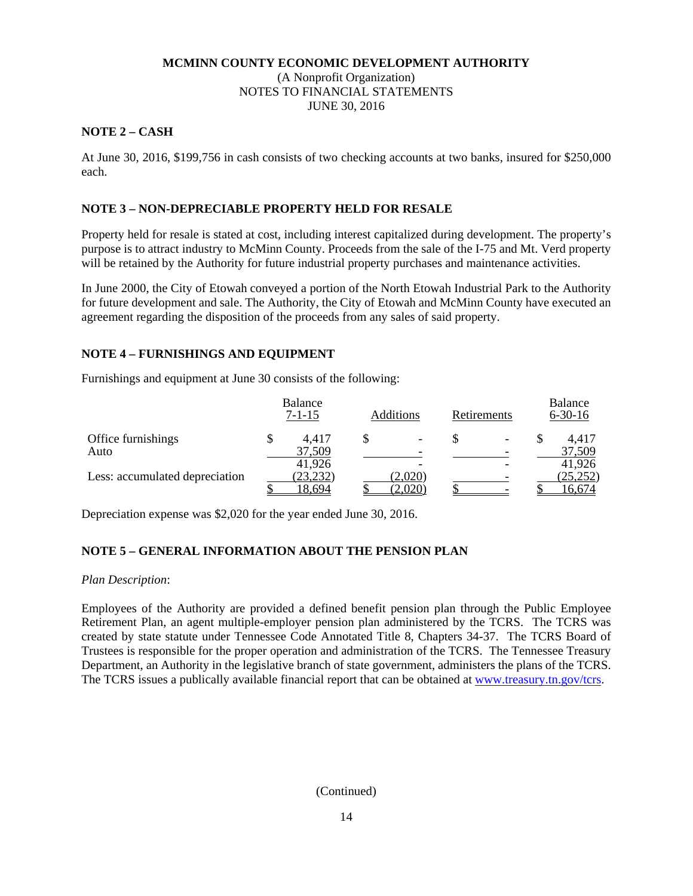**MCMINN COUNTY ECONOMIC DEVELOPMENT AUTHORITY**
(A Nonprofit Organization)
NOTES TO FINANCIAL STATEMENTS
JUNE 30, 2016

## NOTE 2 – CASH

At June 30, 2016, $199,756 in cash consists of two checking accounts at two banks, insured for $250,000 each.

## NOTE 3 – NON-DEPRECIABLE PROPERTY HELD FOR RESALE

Property held for resale is stated at cost, including interest capitalized during development. The property's purpose is to attract industry to McMinn County. Proceeds from the sale of the I-75 and Mt. Verd property will be retained by the Authority for future industrial property purchases and maintenance activities.

In June 2000, the City of Etowah conveyed a portion of the North Etowah Industrial Park to the Authority for future development and sale. The Authority, the City of Etowah and McMinn County have executed an agreement regarding the disposition of the proceeds from any sales of said property.

## NOTE 4 – FURNISHINGS AND EQUIPMENT

Furnishings and equipment at June 30 consists of the following:

| | Balance 7-1-15 | Additions | Retirements | Balance 6-30-16 |
|---|---|---|---|---|
| Office furnishings | $ 4,417 | $ - | $ - | $ 4,417 |
| Auto | 37,509 | - | - | 37,509 |
| | 41,926 | - | - | 41,926 |
| Less: accumulated depreciation | (23,232) | (2,020) | - | (25,252) |
| | $ 18,694 | $ (2,020) | $ - | $ 16,674 |

Depreciation expense was $2,020 for the year ended June 30, 2016.

## NOTE 5 – GENERAL INFORMATION ABOUT THE PENSION PLAN

*Plan Description*:

Employees of the Authority are provided a defined benefit pension plan through the Public Employee Retirement Plan, an agent multiple-employer pension plan administered by the TCRS. The TCRS was created by state statute under Tennessee Code Annotated Title 8, Chapters 34-37. The TCRS Board of Trustees is responsible for the proper operation and administration of the TCRS. The Tennessee Treasury Department, an Authority in the legislative branch of state government, administers the plans of the TCRS. The TCRS issues a publically available financial report that can be obtained at www.treasury.tn.gov/tcrs.

(Continued)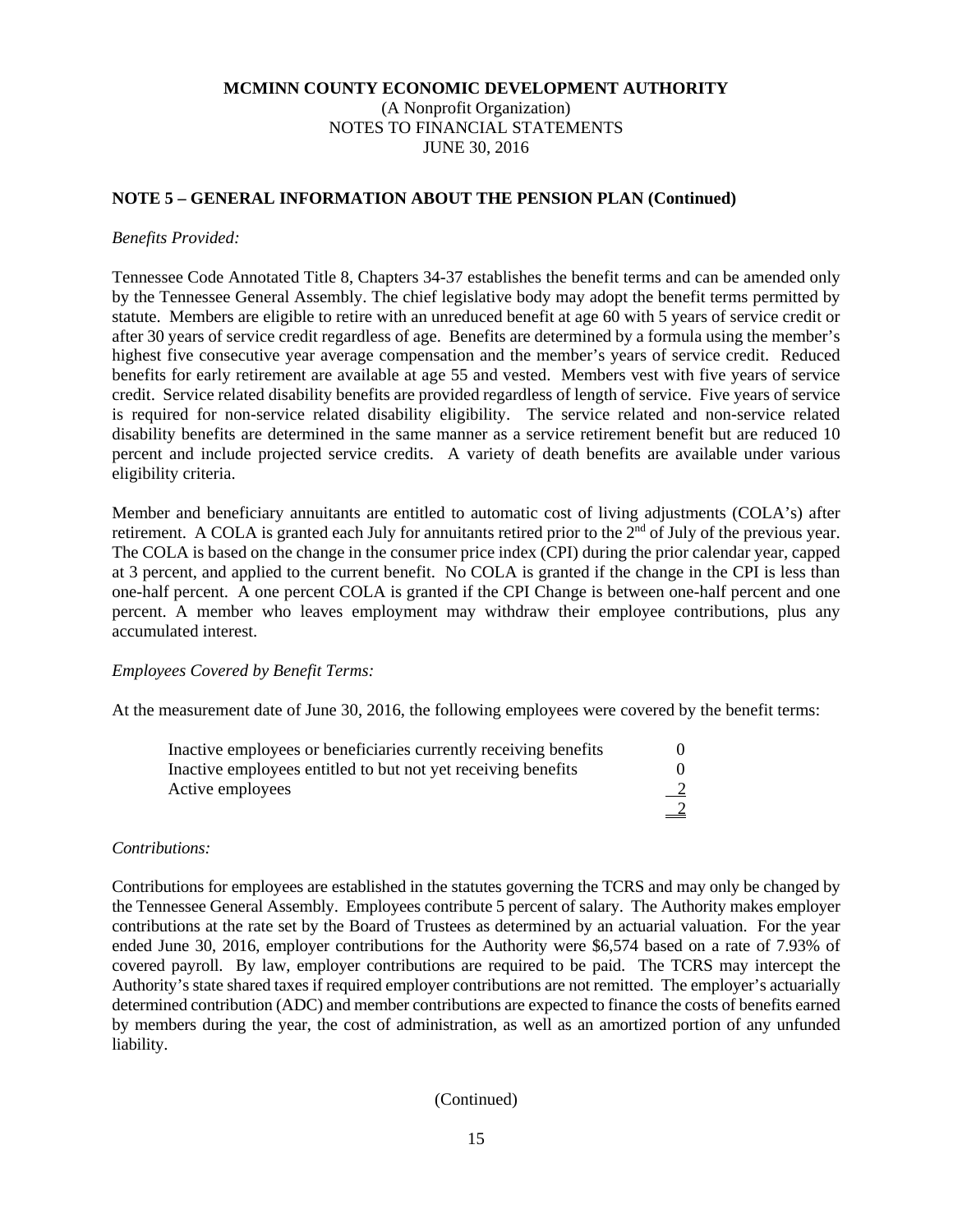**MCMINN COUNTY ECONOMIC DEVELOPMENT AUTHORITY**
(A Nonprofit Organization)
NOTES TO FINANCIAL STATEMENTS
JUNE 30, 2016

**NOTE 5 – GENERAL INFORMATION ABOUT THE PENSION PLAN (Continued)**

*Benefits Provided:*

Tennessee Code Annotated Title 8, Chapters 34-37 establishes the benefit terms and can be amended only by the Tennessee General Assembly. The chief legislative body may adopt the benefit terms permitted by statute. Members are eligible to retire with an unreduced benefit at age 60 with 5 years of service credit or after 30 years of service credit regardless of age. Benefits are determined by a formula using the member's highest five consecutive year average compensation and the member's years of service credit. Reduced benefits for early retirement are available at age 55 and vested. Members vest with five years of service credit. Service related disability benefits are provided regardless of length of service. Five years of service is required for non-service related disability eligibility. The service related and non-service related disability benefits are determined in the same manner as a service retirement benefit but are reduced 10 percent and include projected service credits. A variety of death benefits are available under various eligibility criteria.

Member and beneficiary annuitants are entitled to automatic cost of living adjustments (COLA's) after retirement. A COLA is granted each July for annuitants retired prior to the 2nd of July of the previous year. The COLA is based on the change in the consumer price index (CPI) during the prior calendar year, capped at 3 percent, and applied to the current benefit. No COLA is granted if the change in the CPI is less than one-half percent. A one percent COLA is granted if the CPI Change is between one-half percent and one percent. A member who leaves employment may withdraw their employee contributions, plus any accumulated interest.

*Employees Covered by Benefit Terms:*

At the measurement date of June 30, 2016, the following employees were covered by the benefit terms:

| | |
|---|---|
| Inactive employees or beneficiaries currently receiving benefits | 0 |
| Inactive employees entitled to but not yet receiving benefits | 0 |
| Active employees | 2 |
| | 2 |

*Contributions:*

Contributions for employees are established in the statutes governing the TCRS and may only be changed by the Tennessee General Assembly. Employees contribute 5 percent of salary. The Authority makes employer contributions at the rate set by the Board of Trustees as determined by an actuarial valuation. For the year ended June 30, 2016, employer contributions for the Authority were $6,574 based on a rate of 7.93% of covered payroll. By law, employer contributions are required to be paid. The TCRS may intercept the Authority's state shared taxes if required employer contributions are not remitted. The employer's actuarially determined contribution (ADC) and member contributions are expected to finance the costs of benefits earned by members during the year, the cost of administration, as well as an amortized portion of any unfunded liability.

(Continued)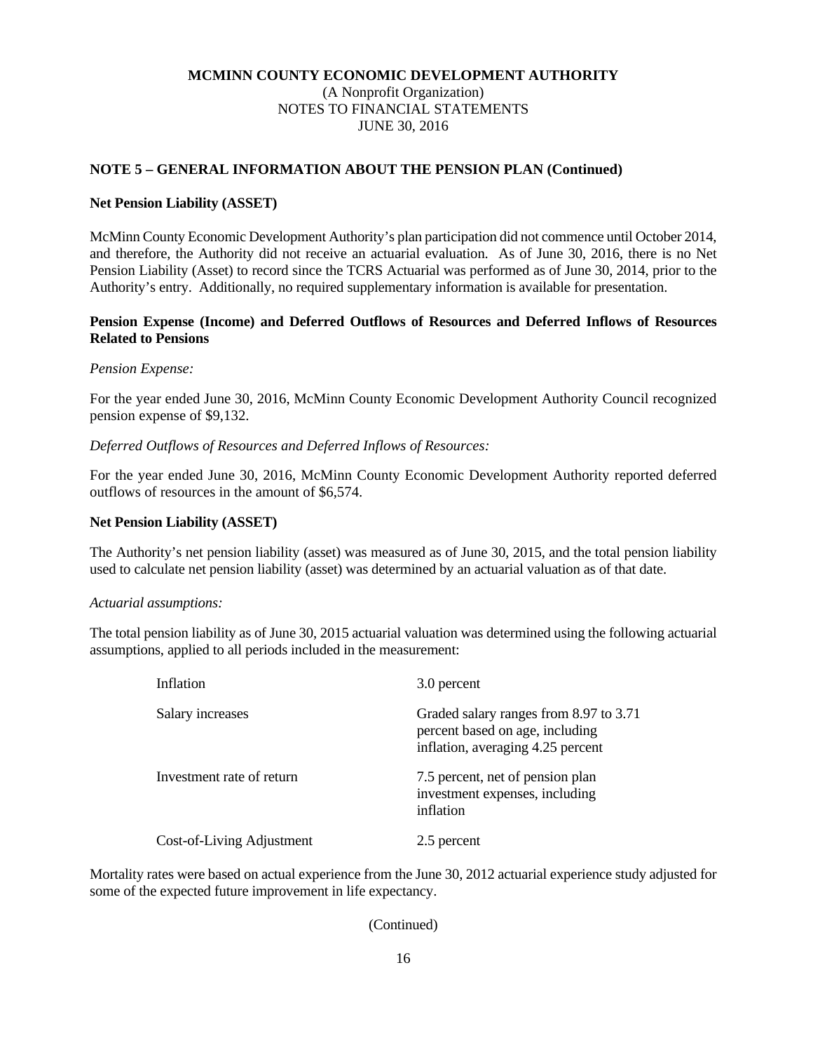**MCMINN COUNTY ECONOMIC DEVELOPMENT AUTHORITY**
(A Nonprofit Organization)
NOTES TO FINANCIAL STATEMENTS
JUNE 30, 2016

**NOTE 5 – GENERAL INFORMATION ABOUT THE PENSION PLAN (Continued)**

**Net Pension Liability (ASSET)**

McMinn County Economic Development Authority's plan participation did not commence until October 2014, and therefore, the Authority did not receive an actuarial evaluation. As of June 30, 2016, there is no Net Pension Liability (Asset) to record since the TCRS Actuarial was performed as of June 30, 2014, prior to the Authority's entry. Additionally, no required supplementary information is available for presentation.

**Pension Expense (Income) and Deferred Outflows of Resources and Deferred Inflows of Resources Related to Pensions**

*Pension Expense:*

For the year ended June 30, 2016, McMinn County Economic Development Authority Council recognized pension expense of $9,132.

*Deferred Outflows of Resources and Deferred Inflows of Resources:*

For the year ended June 30, 2016, McMinn County Economic Development Authority reported deferred outflows of resources in the amount of $6,574.

**Net Pension Liability (ASSET)**

The Authority's net pension liability (asset) was measured as of June 30, 2015, and the total pension liability used to calculate net pension liability (asset) was determined by an actuarial valuation as of that date.

*Actuarial assumptions:*

The total pension liability as of June 30, 2015 actuarial valuation was determined using the following actuarial assumptions, applied to all periods included in the measurement:

| | |
|---|---|
| Inflation | 3.0 percent |
| Salary increases | Graded salary ranges from 8.97 to 3.71 percent based on age, including inflation, averaging 4.25 percent |
| Investment rate of return | 7.5 percent, net of pension plan investment expenses, including inflation |
| Cost-of-Living Adjustment | 2.5 percent |

Mortality rates were based on actual experience from the June 30, 2012 actuarial experience study adjusted for some of the expected future improvement in life expectancy.

(Continued)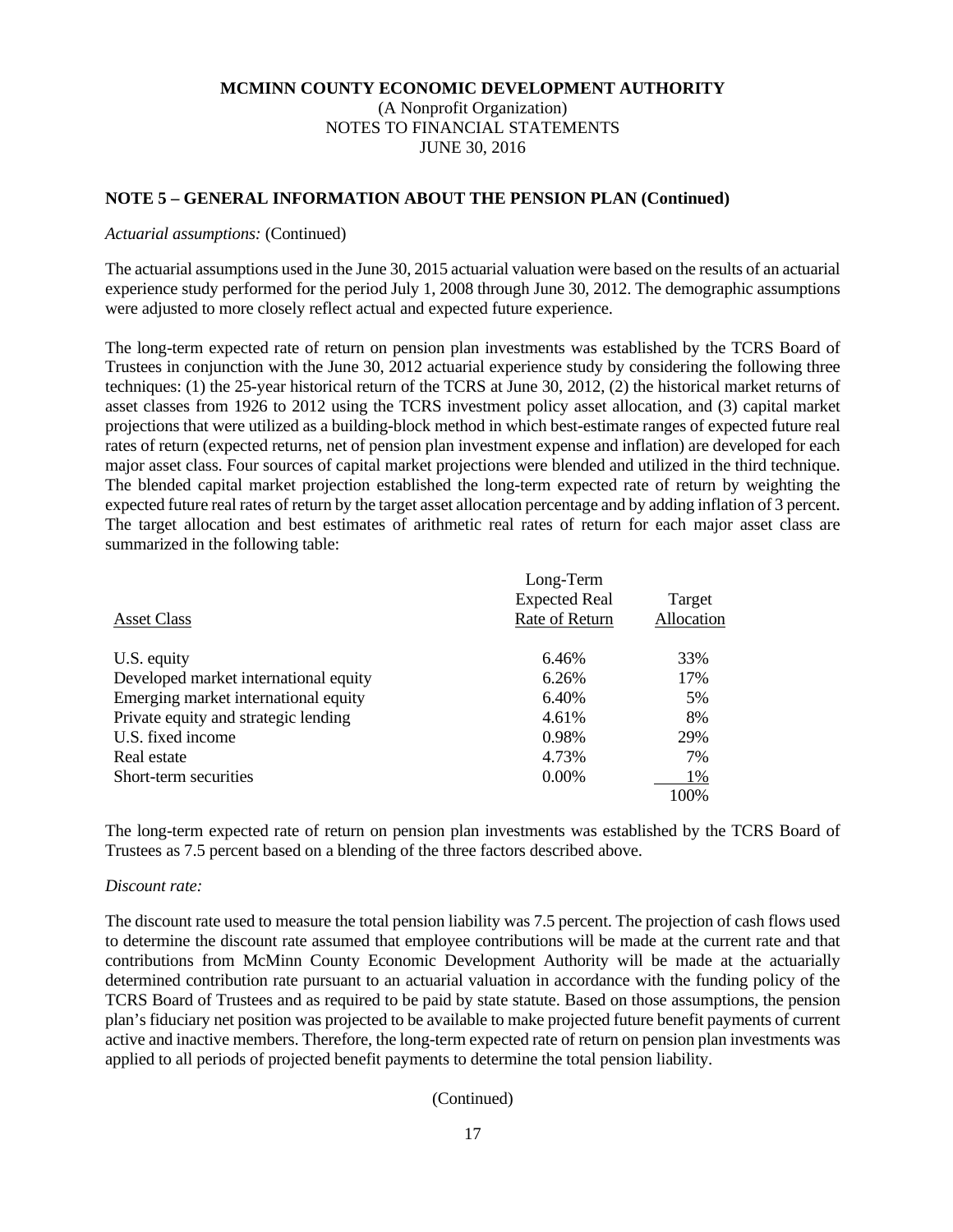**MCMINN COUNTY ECONOMIC DEVELOPMENT AUTHORITY**
(A Nonprofit Organization)
NOTES TO FINANCIAL STATEMENTS
JUNE 30, 2016

**NOTE 5 – GENERAL INFORMATION ABOUT THE PENSION PLAN (Continued)**

*Actuarial assumptions:* (Continued)

The actuarial assumptions used in the June 30, 2015 actuarial valuation were based on the results of an actuarial experience study performed for the period July 1, 2008 through June 30, 2012. The demographic assumptions were adjusted to more closely reflect actual and expected future experience.

The long-term expected rate of return on pension plan investments was established by the TCRS Board of Trustees in conjunction with the June 30, 2012 actuarial experience study by considering the following three techniques: (1) the 25-year historical return of the TCRS at June 30, 2012, (2) the historical market returns of asset classes from 1926 to 2012 using the TCRS investment policy asset allocation, and (3) capital market projections that were utilized as a building-block method in which best-estimate ranges of expected future real rates of return (expected returns, net of pension plan investment expense and inflation) are developed for each major asset class. Four sources of capital market projections were blended and utilized in the third technique. The blended capital market projection established the long-term expected rate of return by weighting the expected future real rates of return by the target asset allocation percentage and by adding inflation of 3 percent. The target allocation and best estimates of arithmetic real rates of return for each major asset class are summarized in the following table:

| Asset Class | Long-Term Expected Real Rate of Return | Target Allocation |
|---|---|---|
| U.S. equity | 6.46% | 33% |
| Developed market international equity | 6.26% | 17% |
| Emerging market international equity | 6.40% | 5% |
| Private equity and strategic lending | 4.61% | 8% |
| U.S. fixed income | 0.98% | 29% |
| Real estate | 4.73% | 7% |
| Short-term securities | 0.00% | 1% |
| | | 100% |

The long-term expected rate of return on pension plan investments was established by the TCRS Board of Trustees as 7.5 percent based on a blending of the three factors described above.

*Discount rate:*

The discount rate used to measure the total pension liability was 7.5 percent. The projection of cash flows used to determine the discount rate assumed that employee contributions will be made at the current rate and that contributions from McMinn County Economic Development Authority will be made at the actuarially determined contribution rate pursuant to an actuarial valuation in accordance with the funding policy of the TCRS Board of Trustees and as required to be paid by state statute. Based on those assumptions, the pension plan's fiduciary net position was projected to be available to make projected future benefit payments of current active and inactive members. Therefore, the long-term expected rate of return on pension plan investments was applied to all periods of projected benefit payments to determine the total pension liability.

(Continued)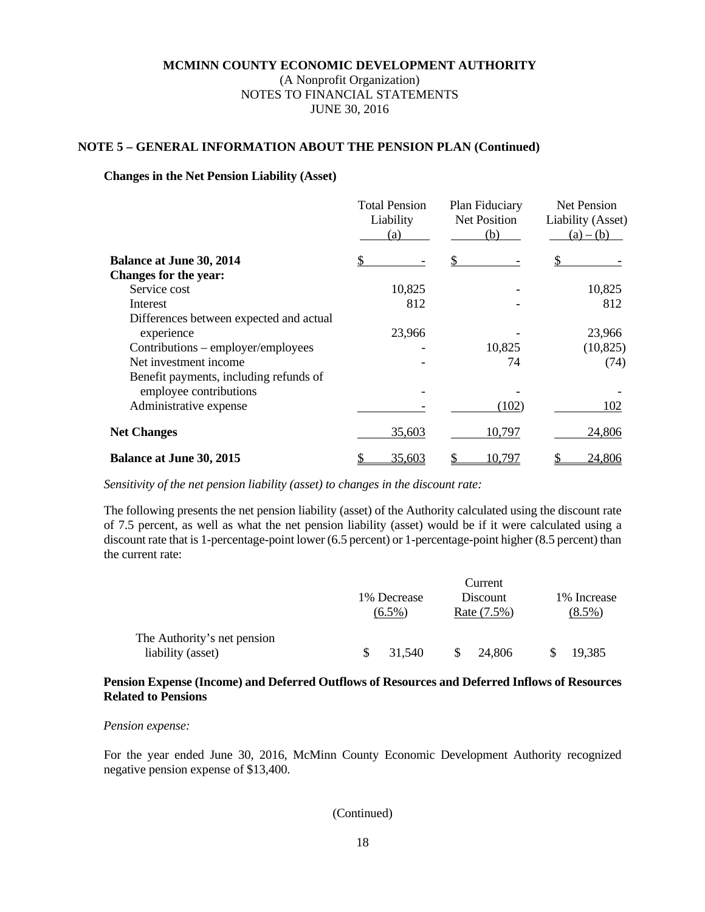**MCMINN COUNTY ECONOMIC DEVELOPMENT AUTHORITY**
(A Nonprofit Organization)
NOTES TO FINANCIAL STATEMENTS
JUNE 30, 2016

**NOTE 5 – GENERAL INFORMATION ABOUT THE PENSION PLAN (Continued)**

**Changes in the Net Pension Liability (Asset)**

| | Total Pension Liability (a) | Plan Fiduciary Net Position (b) | Net Pension Liability (Asset) (a) – (b) |
|---|---|---|---|
| **Balance at June 30, 2014** | $ - | $ - | $ - |
| **Changes for the year:** | | | |
| Service cost | 10,825 | - | 10,825 |
| Interest | 812 | - | 812 |
| Differences between expected and actual experience | 23,966 | - | 23,966 |
| Contributions – employer/employees | - | 10,825 | (10,825) |
| Net investment income | - | 74 | (74) |
| Benefit payments, including refunds of employee contributions | - | - | - |
| Administrative expense | - | (102) | 102 |
| **Net Changes** | 35,603 | 10,797 | 24,806 |
| **Balance at June 30, 2015** | $ 35,603 | $ 10,797 | $ 24,806 |

*Sensitivity of the net pension liability (asset) to changes in the discount rate:*

The following presents the net pension liability (asset) of the Authority calculated using the discount rate of 7.5 percent, as well as what the net pension liability (asset) would be if it were calculated using a discount rate that is 1-percentage-point lower (6.5 percent) or 1-percentage-point higher (8.5 percent) than the current rate:

| | 1% Decrease (6.5%) | Current Discount Rate (7.5%) | 1% Increase (8.5%) |
|---|---|---|---|
| The Authority's net pension liability (asset) | $ 31,540 | $ 24,806 | $ 19,385 |

**Pension Expense (Income) and Deferred Outflows of Resources and Deferred Inflows of Resources Related to Pensions**

*Pension expense:*

For the year ended June 30, 2016, McMinn County Economic Development Authority recognized negative pension expense of $13,400.

(Continued)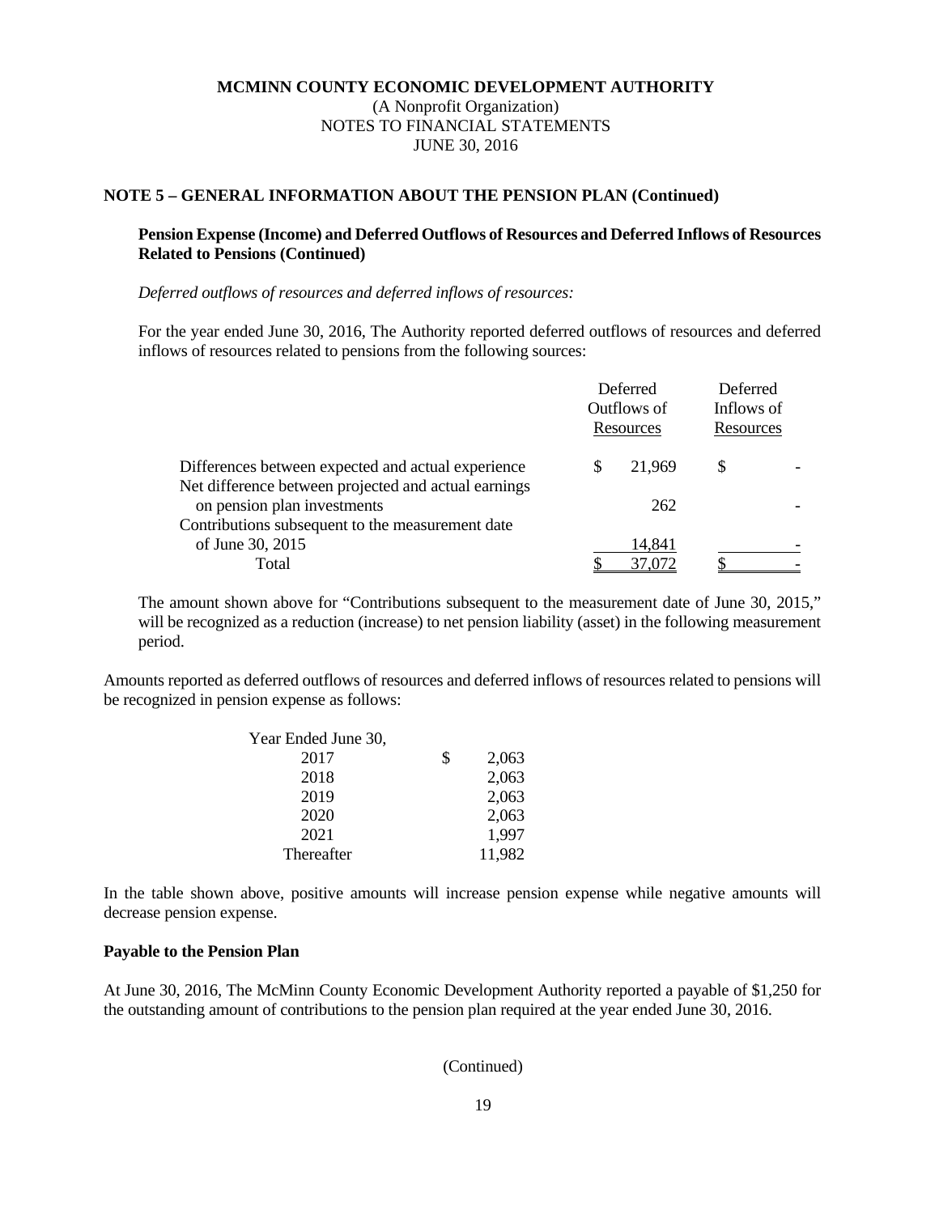**MCMINN COUNTY ECONOMIC DEVELOPMENT AUTHORITY**
(A Nonprofit Organization)
NOTES TO FINANCIAL STATEMENTS
JUNE 30, 2016

## NOTE 5 – GENERAL INFORMATION ABOUT THE PENSION PLAN (Continued)

### Pension Expense (Income) and Deferred Outflows of Resources and Deferred Inflows of Resources Related to Pensions (Continued)

*Deferred outflows of resources and deferred inflows of resources:*

For the year ended June 30, 2016, The Authority reported deferred outflows of resources and deferred inflows of resources related to pensions from the following sources:

| | Deferred Outflows of Resources | Deferred Inflows of Resources |
|---|---|---|
| Differences between expected and actual experience | $ 21,969 | $ - |
| Net difference between projected and actual earnings on pension plan investments | 262 | - |
| Contributions subsequent to the measurement date of June 30, 2015 | 14,841 | - |
| Total | $ 37,072 | $ - |

The amount shown above for "Contributions subsequent to the measurement date of June 30, 2015," will be recognized as a reduction (increase) to net pension liability (asset) in the following measurement period.

Amounts reported as deferred outflows of resources and deferred inflows of resources related to pensions will be recognized in pension expense as follows:

| Year Ended June 30, | |
|---|---|
| 2017 | $ 2,063 |
| 2018 | 2,063 |
| 2019 | 2,063 |
| 2020 | 2,063 |
| 2021 | 1,997 |
| Thereafter | 11,982 |

In the table shown above, positive amounts will increase pension expense while negative amounts will decrease pension expense.

### Payable to the Pension Plan

At June 30, 2016, The McMinn County Economic Development Authority reported a payable of $1,250 for the outstanding amount of contributions to the pension plan required at the year ended June 30, 2016.

(Continued)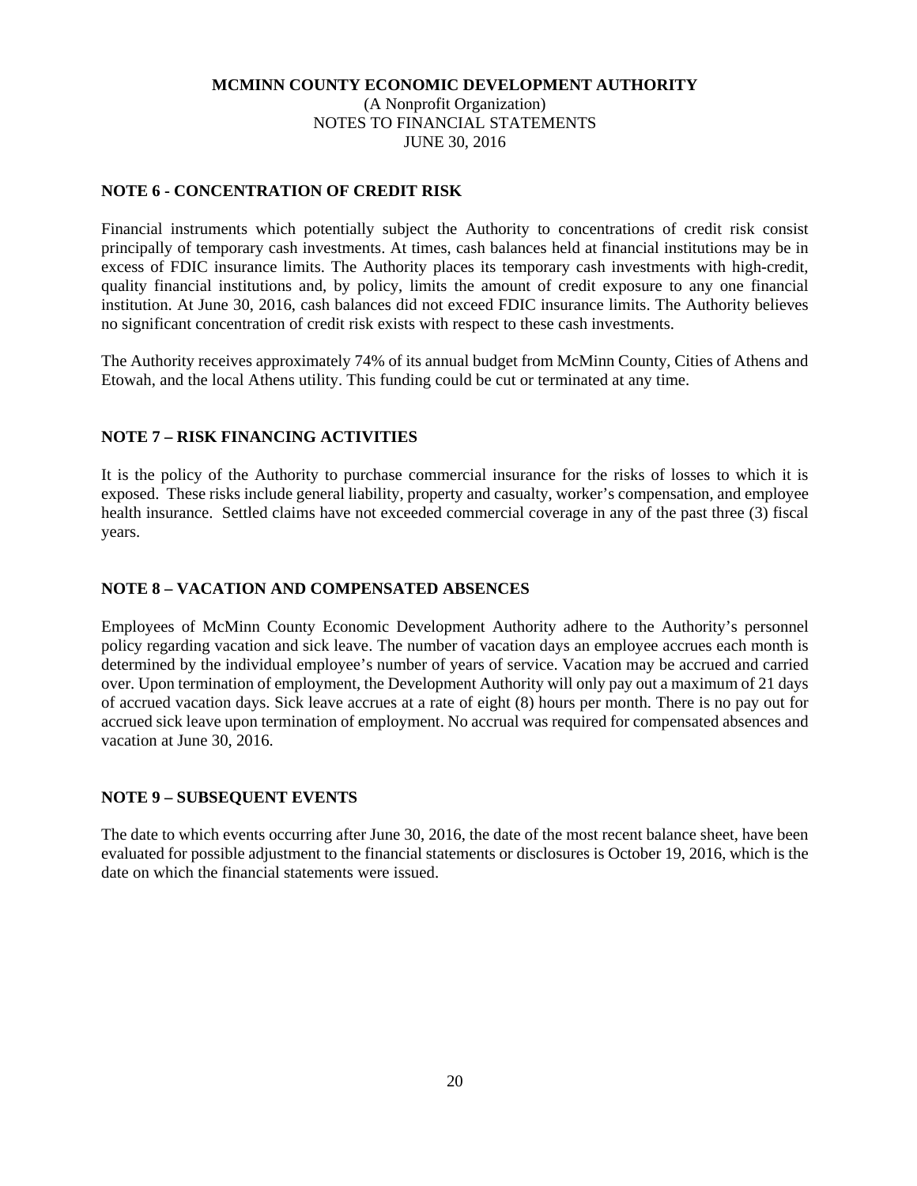**MCMINN COUNTY ECONOMIC DEVELOPMENT AUTHORITY**
(A Nonprofit Organization)
NOTES TO FINANCIAL STATEMENTS
JUNE 30, 2016

## NOTE 6 - CONCENTRATION OF CREDIT RISK

Financial instruments which potentially subject the Authority to concentrations of credit risk consist principally of temporary cash investments. At times, cash balances held at financial institutions may be in excess of FDIC insurance limits. The Authority places its temporary cash investments with high-credit, quality financial institutions and, by policy, limits the amount of credit exposure to any one financial institution. At June 30, 2016, cash balances did not exceed FDIC insurance limits. The Authority believes no significant concentration of credit risk exists with respect to these cash investments.

The Authority receives approximately 74% of its annual budget from McMinn County, Cities of Athens and Etowah, and the local Athens utility. This funding could be cut or terminated at any time.

## NOTE 7 – RISK FINANCING ACTIVITIES

It is the policy of the Authority to purchase commercial insurance for the risks of losses to which it is exposed. These risks include general liability, property and casualty, worker's compensation, and employee health insurance. Settled claims have not exceeded commercial coverage in any of the past three (3) fiscal years.

## NOTE 8 – VACATION AND COMPENSATED ABSENCES

Employees of McMinn County Economic Development Authority adhere to the Authority's personnel policy regarding vacation and sick leave. The number of vacation days an employee accrues each month is determined by the individual employee's number of years of service. Vacation may be accrued and carried over. Upon termination of employment, the Development Authority will only pay out a maximum of 21 days of accrued vacation days. Sick leave accrues at a rate of eight (8) hours per month. There is no pay out for accrued sick leave upon termination of employment. No accrual was required for compensated absences and vacation at June 30, 2016.

## NOTE 9 – SUBSEQUENT EVENTS

The date to which events occurring after June 30, 2016, the date of the most recent balance sheet, have been evaluated for possible adjustment to the financial statements or disclosures is October 19, 2016, which is the date on which the financial statements were issued.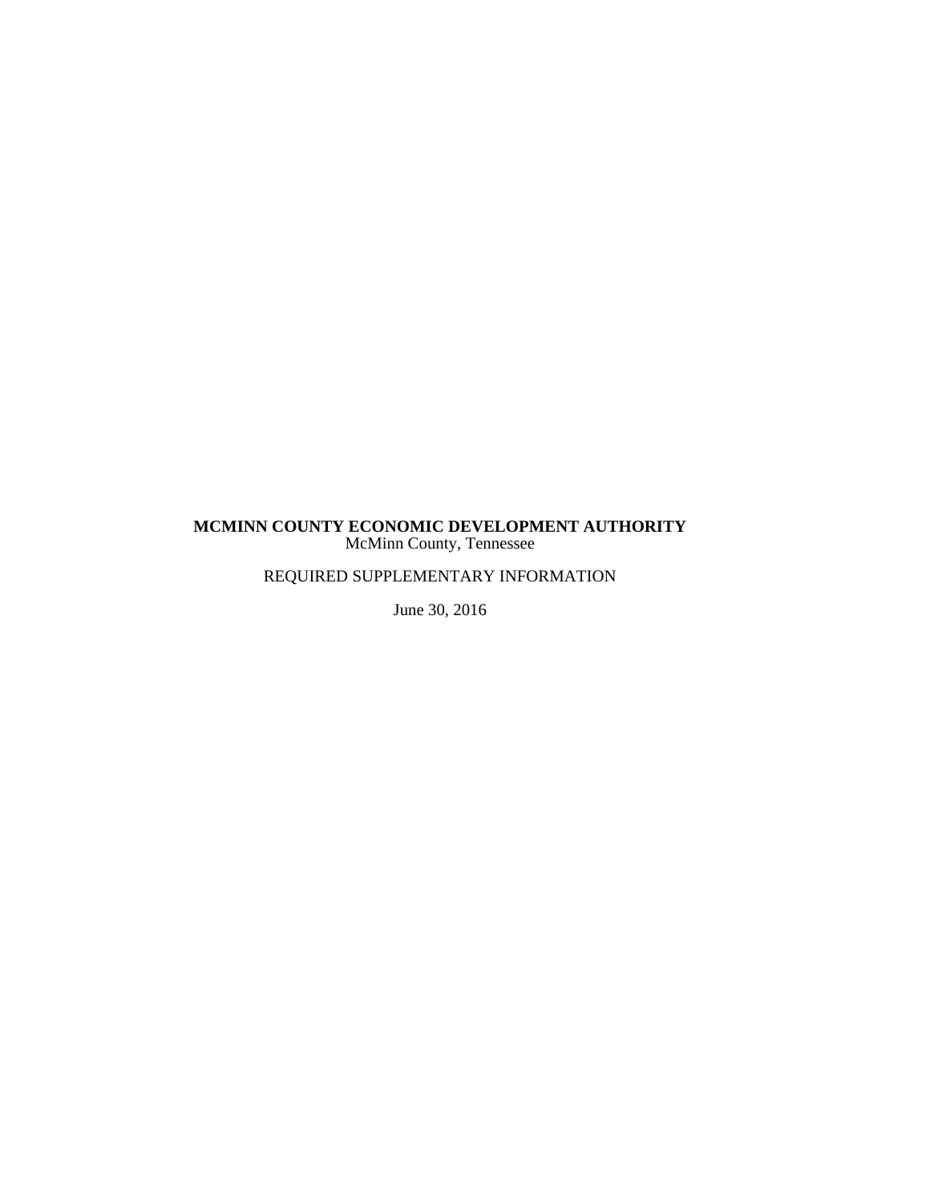**MCMINN COUNTY ECONOMIC DEVELOPMENT AUTHORITY**
McMinn County, Tennessee

REQUIRED SUPPLEMENTARY INFORMATION

June 30, 2016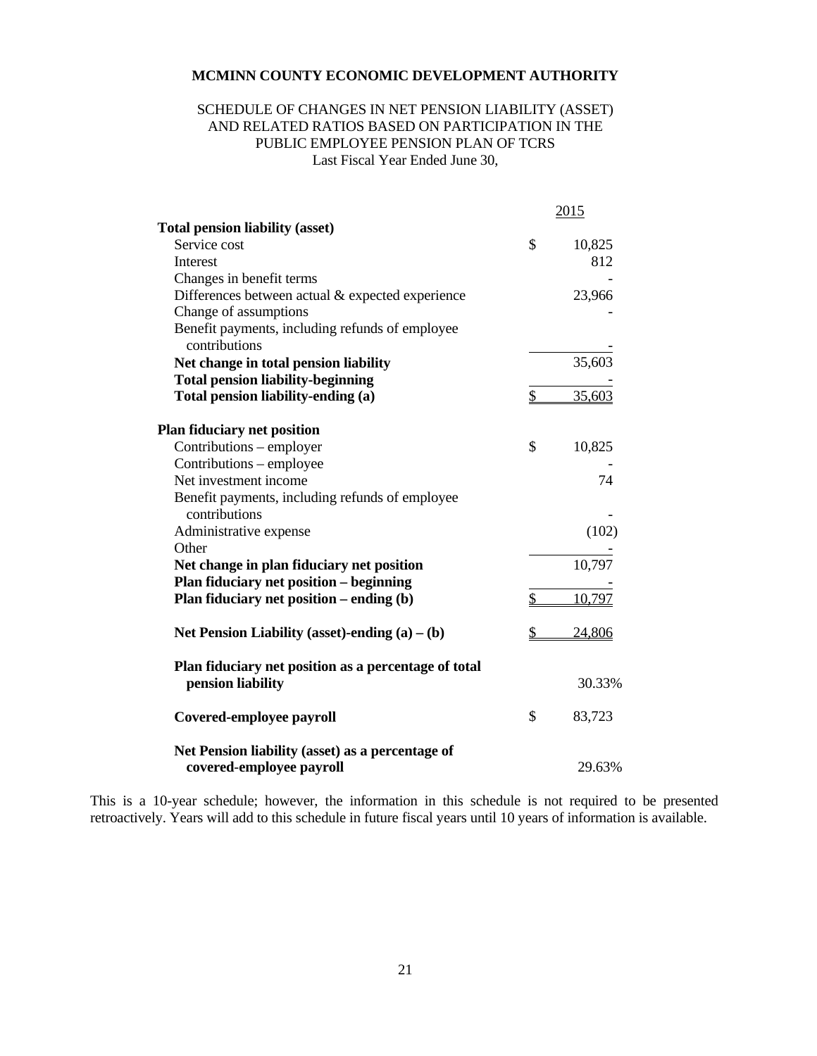**MCMINN COUNTY ECONOMIC DEVELOPMENT AUTHORITY**

SCHEDULE OF CHANGES IN NET PENSION LIABILITY (ASSET)
AND RELATED RATIOS BASED ON PARTICIPATION IN THE
PUBLIC EMPLOYEE PENSION PLAN OF TCRS
Last Fiscal Year Ended June 30,

| | 2015 |
|---|---|
| **Total pension liability (asset)** | |
| Service cost | $ 10,825 |
| Interest | 812 |
| Changes in benefit terms | - |
| Differences between actual & expected experience | 23,966 |
| Change of assumptions | - |
| Benefit payments, including refunds of employee contributions | - |
| **Net change in total pension liability** | 35,603 |
| **Total pension liability-beginning** | - |
| **Total pension liability-ending (a)** | $ 35,603 |
| **Plan fiduciary net position** | |
| Contributions – employer | $ 10,825 |
| Contributions – employee | - |
| Net investment income | 74 |
| Benefit payments, including refunds of employee contributions | - |
| Administrative expense | (102) |
| Other | - |
| **Net change in plan fiduciary net position** | 10,797 |
| **Plan fiduciary net position – beginning** | - |
| **Plan fiduciary net position – ending (b)** | $ 10,797 |
| **Net Pension Liability (asset)-ending (a) – (b)** | $ 24,806 |
| **Plan fiduciary net position as a percentage of total pension liability** | 30.33% |
| **Covered-employee payroll** | $ 83,723 |
| **Net Pension liability (asset) as a percentage of covered-employee payroll** | 29.63% |

This is a 10-year schedule; however, the information in this schedule is not required to be presented retroactively. Years will add to this schedule in future fiscal years until 10 years of information is available.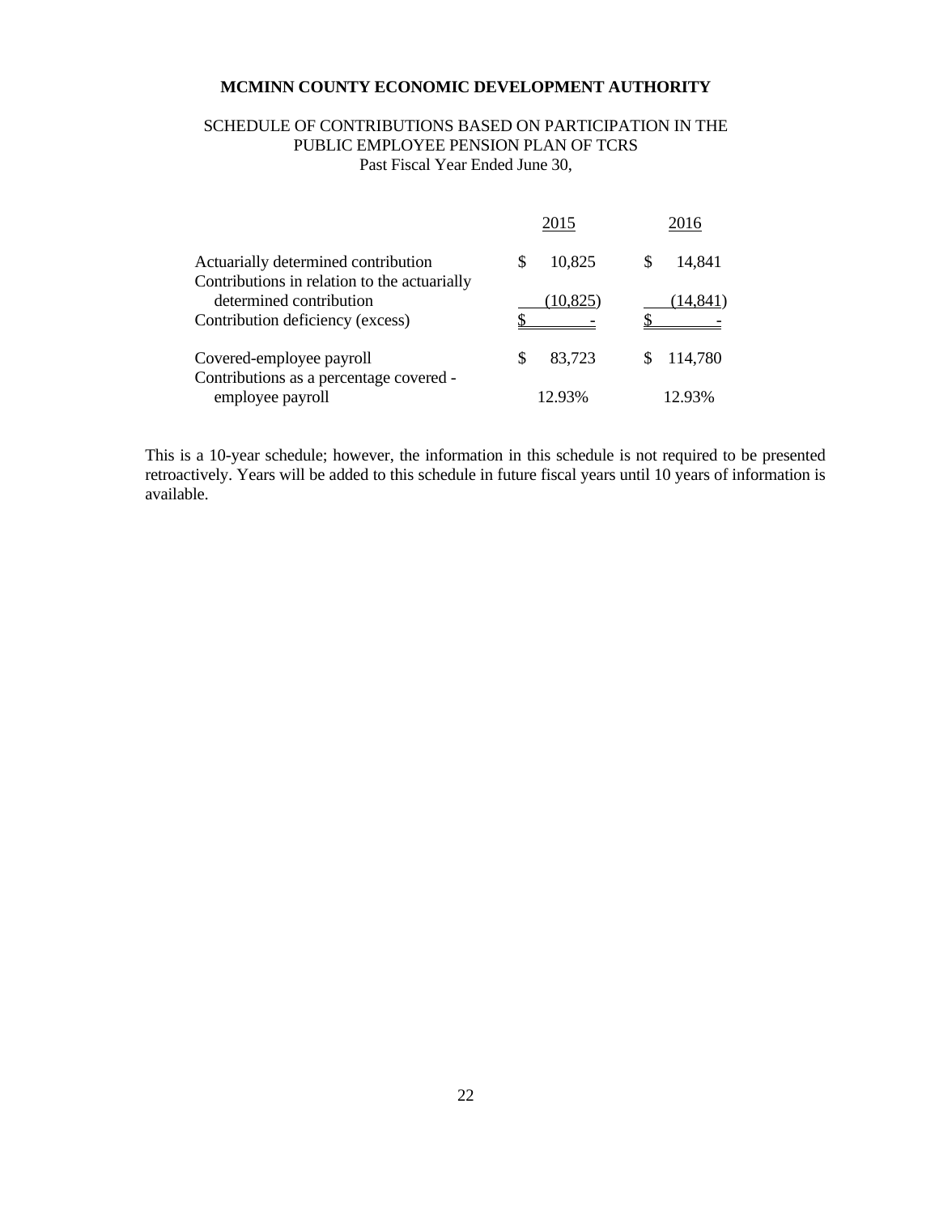# MCMINN COUNTY ECONOMIC DEVELOPMENT AUTHORITY

## SCHEDULE OF CONTRIBUTIONS BASED ON PARTICIPATION IN THE PUBLIC EMPLOYEE PENSION PLAN OF TCRS

Past Fiscal Year Ended June 30,

| | 2015 | 2016 |
|---|---|---|
| Actuarially determined contribution | $ 10,825 | $ 14,841 |
| Contributions in relation to the actuarially determined contribution | (10,825) | (14,841) |
| Contribution deficiency (excess) | $ - | $ - |
| Covered-employee payroll | $ 83,723 | $ 114,780 |
| Contributions as a percentage covered - employee payroll | 12.93% | 12.93% |

This is a 10-year schedule; however, the information in this schedule is not required to be presented retroactively. Years will be added to this schedule in future fiscal years until 10 years of information is available.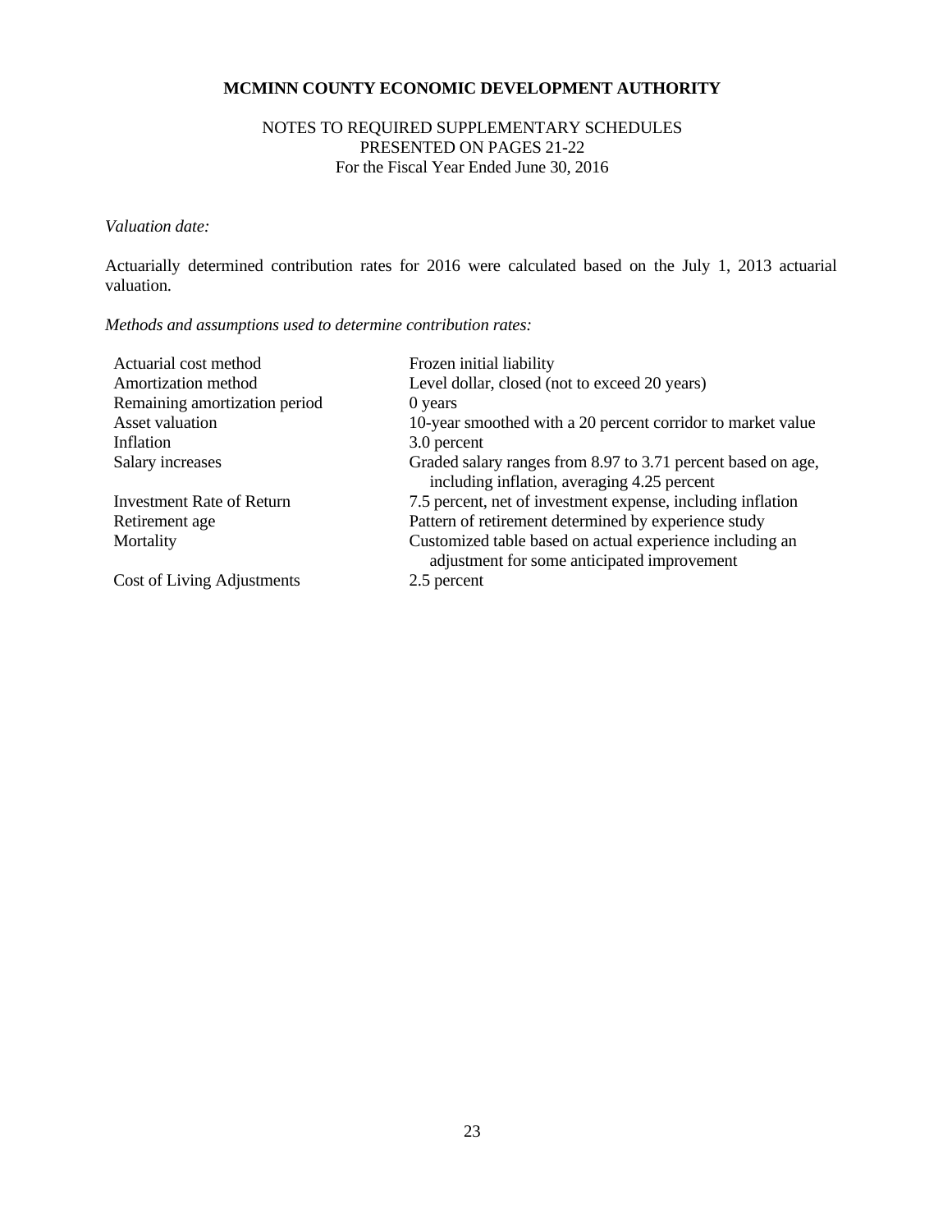**MCMINN COUNTY ECONOMIC DEVELOPMENT AUTHORITY**

NOTES TO REQUIRED SUPPLEMENTARY SCHEDULES
PRESENTED ON PAGES 21-22
For the Fiscal Year Ended June 30, 2016

*Valuation date:*

Actuarially determined contribution rates for 2016 were calculated based on the July 1, 2013 actuarial valuation.

*Methods and assumptions used to determine contribution rates:*

| | |
|---|---|
| Actuarial cost method | Frozen initial liability |
| Amortization method | Level dollar, closed (not to exceed 20 years) |
| Remaining amortization period | 0 years |
| Asset valuation | 10-year smoothed with a 20 percent corridor to market value |
| Inflation | 3.0 percent |
| Salary increases | Graded salary ranges from 8.97 to 3.71 percent based on age, including inflation, averaging 4.25 percent |
| Investment Rate of Return | 7.5 percent, net of investment expense, including inflation |
| Retirement age | Pattern of retirement determined by experience study |
| Mortality | Customized table based on actual experience including an adjustment for some anticipated improvement |
| Cost of Living Adjustments | 2.5 percent |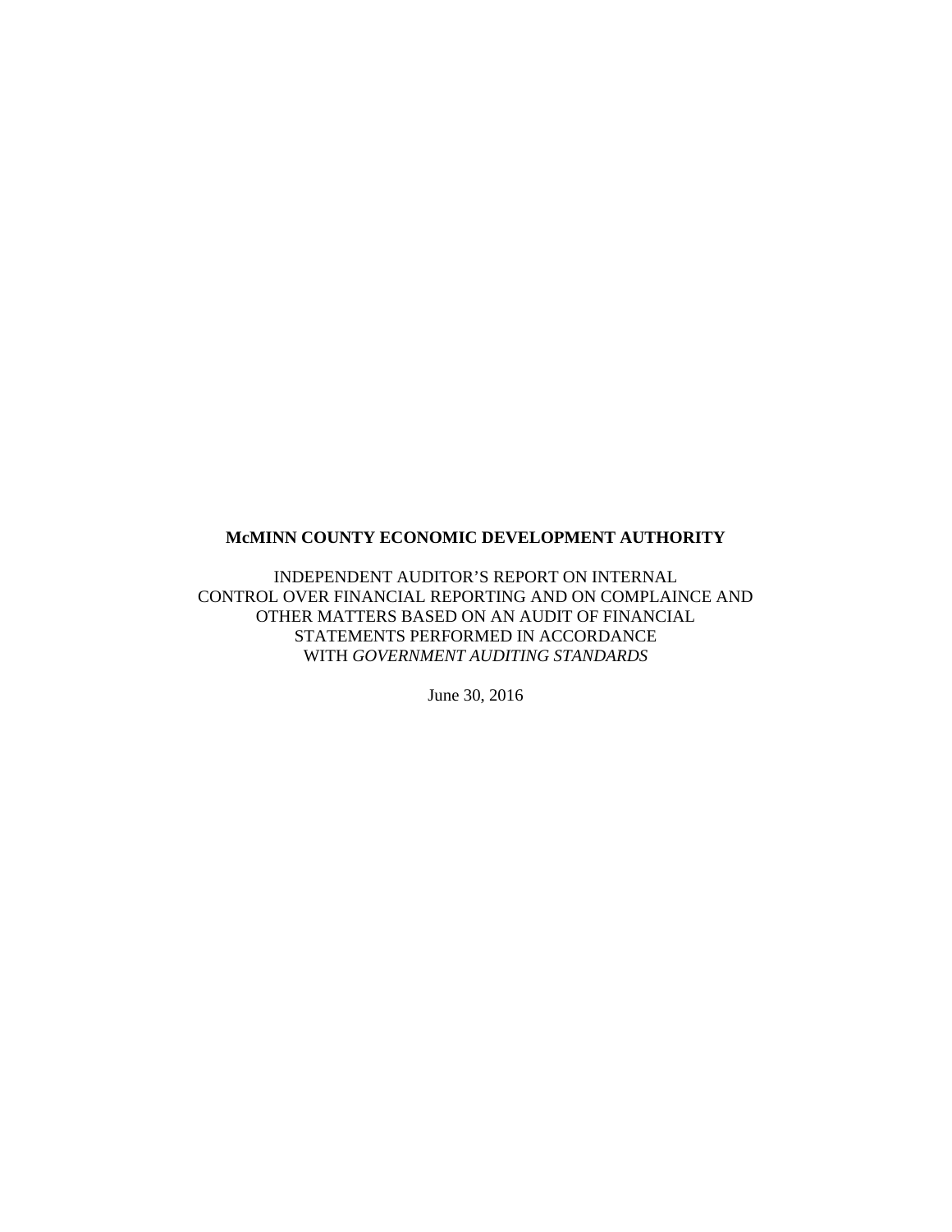**McMINN COUNTY ECONOMIC DEVELOPMENT AUTHORITY**

INDEPENDENT AUDITOR'S REPORT ON INTERNAL
CONTROL OVER FINANCIAL REPORTING AND ON COMPLAINCE AND
OTHER MATTERS BASED ON AN AUDIT OF FINANCIAL
STATEMENTS PERFORMED IN ACCORDANCE
WITH *GOVERNMENT AUDITING STANDARDS*

June 30, 2016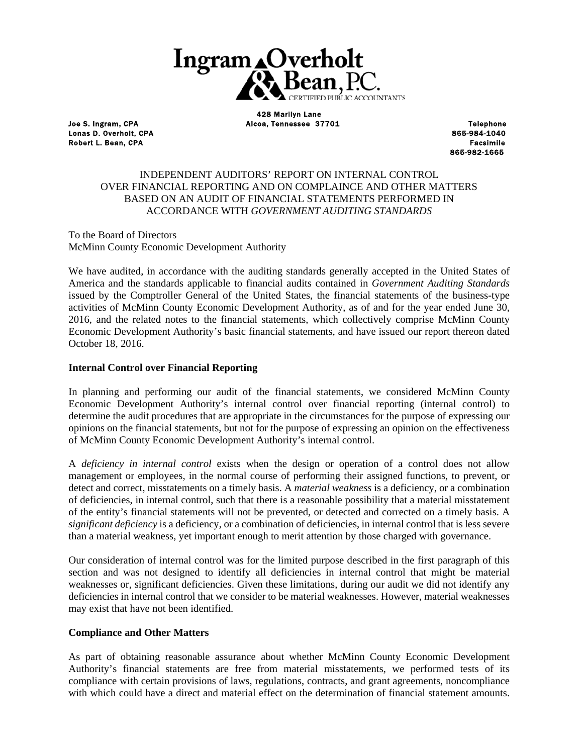Ingram Overholt & Bean, P.C.
CERTIFIED PUBLIC ACCOUNTANTS

Joe S. Ingram, CPA
Lonas D. Overholt, CPA
Robert L. Bean, CPA

428 Marilyn Lane
Alcoa, Tennessee 37701

Telephone
865-984-1040
Facsimile
865-982-1665

# INDEPENDENT AUDITORS' REPORT ON INTERNAL CONTROL OVER FINANCIAL REPORTING AND ON COMPLAINCE AND OTHER MATTERS BASED ON AN AUDIT OF FINANCIAL STATEMENTS PERFORMED IN ACCORDANCE WITH *GOVERNMENT AUDITING STANDARDS*

To the Board of Directors
McMinn County Economic Development Authority

We have audited, in accordance with the auditing standards generally accepted in the United States of America and the standards applicable to financial audits contained in *Government Auditing Standards* issued by the Comptroller General of the United States, the financial statements of the business-type activities of McMinn County Economic Development Authority, as of and for the year ended June 30, 2016, and the related notes to the financial statements, which collectively comprise McMinn County Economic Development Authority's basic financial statements, and have issued our report thereon dated October 18, 2016.

**Internal Control over Financial Reporting**

In planning and performing our audit of the financial statements, we considered McMinn County Economic Development Authority's internal control over financial reporting (internal control) to determine the audit procedures that are appropriate in the circumstances for the purpose of expressing our opinions on the financial statements, but not for the purpose of expressing an opinion on the effectiveness of McMinn County Economic Development Authority's internal control.

A *deficiency in internal control* exists when the design or operation of a control does not allow management or employees, in the normal course of performing their assigned functions, to prevent, or detect and correct, misstatements on a timely basis. A *material weakness* is a deficiency, or a combination of deficiencies, in internal control, such that there is a reasonable possibility that a material misstatement of the entity's financial statements will not be prevented, or detected and corrected on a timely basis. A *significant deficiency* is a deficiency, or a combination of deficiencies, in internal control that is less severe than a material weakness, yet important enough to merit attention by those charged with governance.

Our consideration of internal control was for the limited purpose described in the first paragraph of this section and was not designed to identify all deficiencies in internal control that might be material weaknesses or, significant deficiencies. Given these limitations, during our audit we did not identify any deficiencies in internal control that we consider to be material weaknesses. However, material weaknesses may exist that have not been identified.

**Compliance and Other Matters**

As part of obtaining reasonable assurance about whether McMinn County Economic Development Authority's financial statements are free from material misstatements, we performed tests of its compliance with certain provisions of laws, regulations, contracts, and grant agreements, noncompliance with which could have a direct and material effect on the determination of financial statement amounts.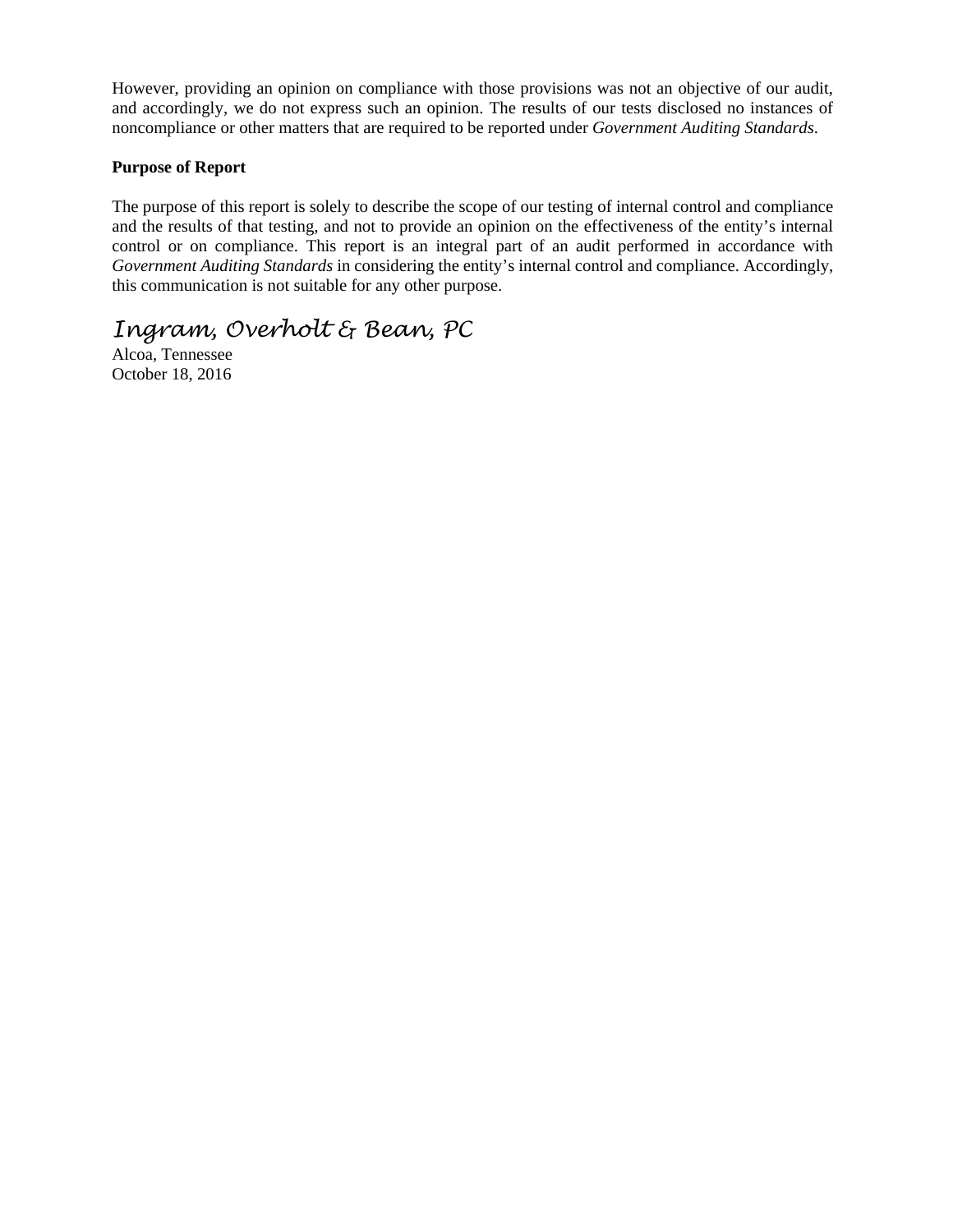However, providing an opinion on compliance with those provisions was not an objective of our audit, and accordingly, we do not express such an opinion. The results of our tests disclosed no instances of noncompliance or other matters that are required to be reported under *Government Auditing Standards*.

**Purpose of Report**

The purpose of this report is solely to describe the scope of our testing of internal control and compliance and the results of that testing, and not to provide an opinion on the effectiveness of the entity's internal control or on compliance. This report is an integral part of an audit performed in accordance with *Government Auditing Standards* in considering the entity's internal control and compliance. Accordingly, this communication is not suitable for any other purpose.

*Ingram, Overholt & Bean, PC*

Alcoa, Tennessee
October 18, 2016